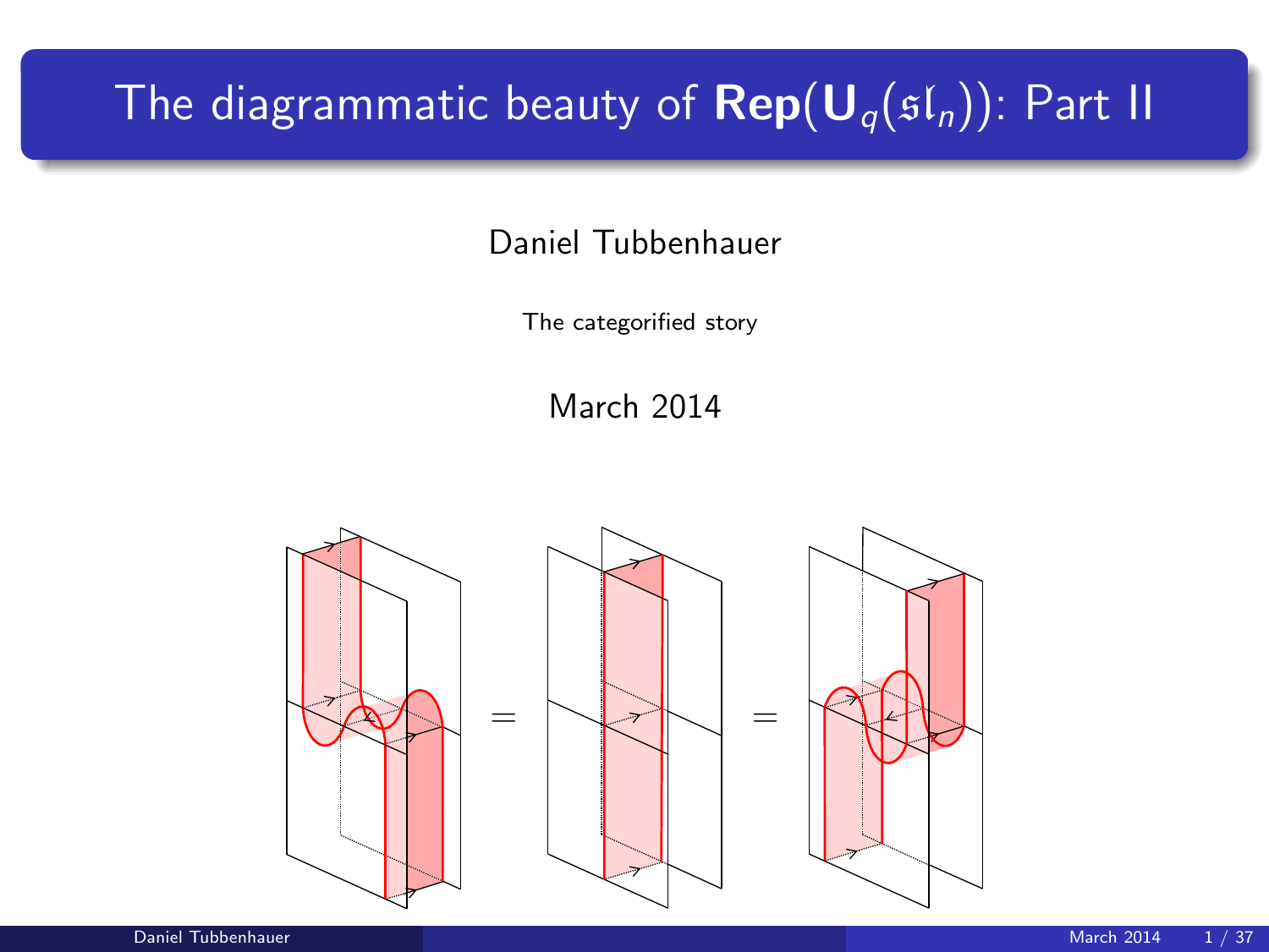# The diagrammatic beauty of $\mathbf{Rep}(\mathbf{U}_q(\mathfrak{sl}_n))$: Part II

Daniel Tubbenhauer

The categorified story

March 2014

$$= \qquad =$$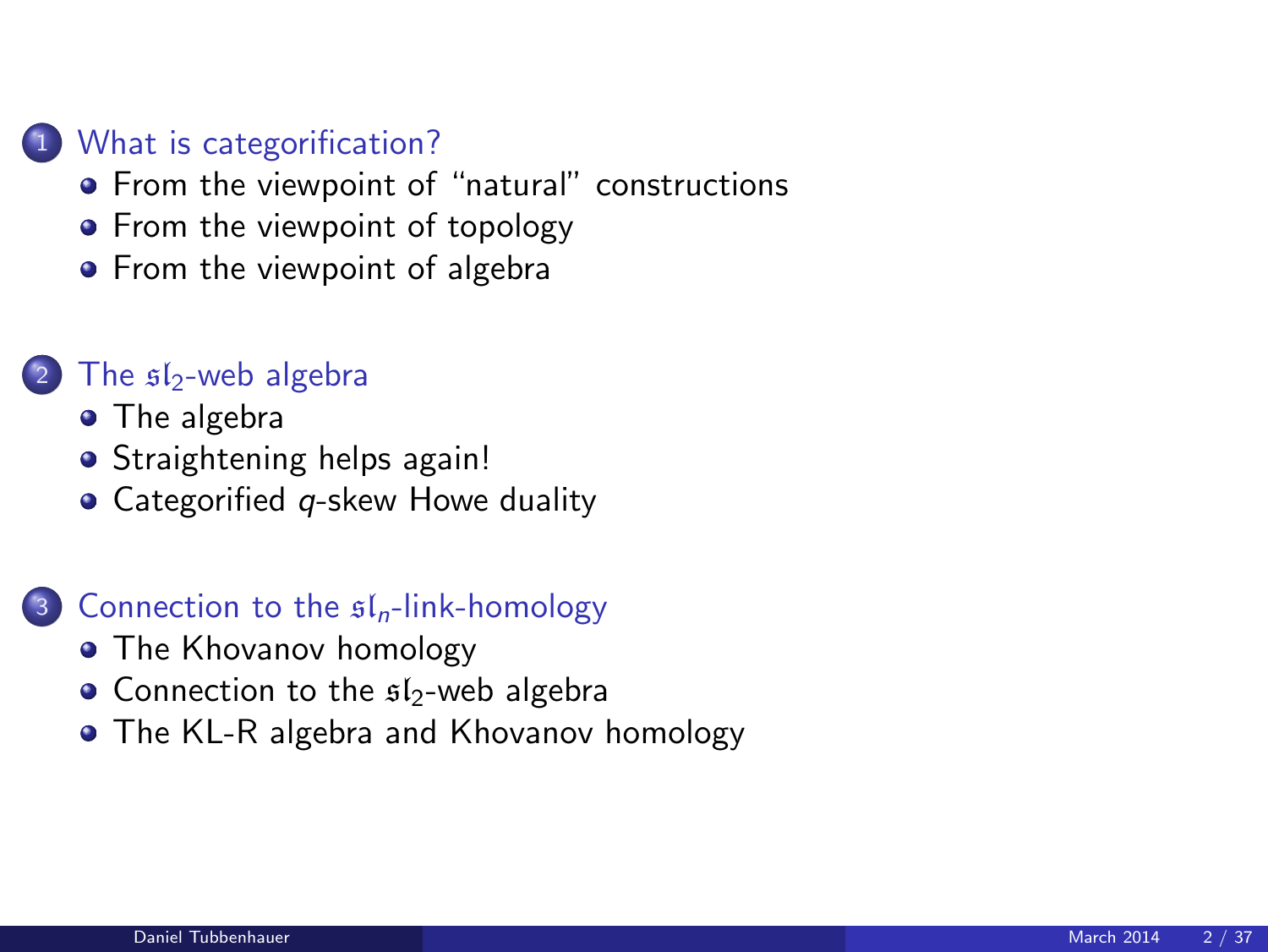1. What is categorification?
   - From the viewpoint of "natural" constructions
   - From the viewpoint of topology
   - From the viewpoint of algebra

2. The $\mathfrak{sl}_2$-web algebra
   - The algebra
   - Straightening helps again!
   - Categorified $q$-skew Howe duality

3. Connection to the $\mathfrak{sl}_n$-link-homology
   - The Khovanov homology
   - Connection to the $\mathfrak{sl}_2$-web algebra
   - The KL-R algebra and Khovanov homology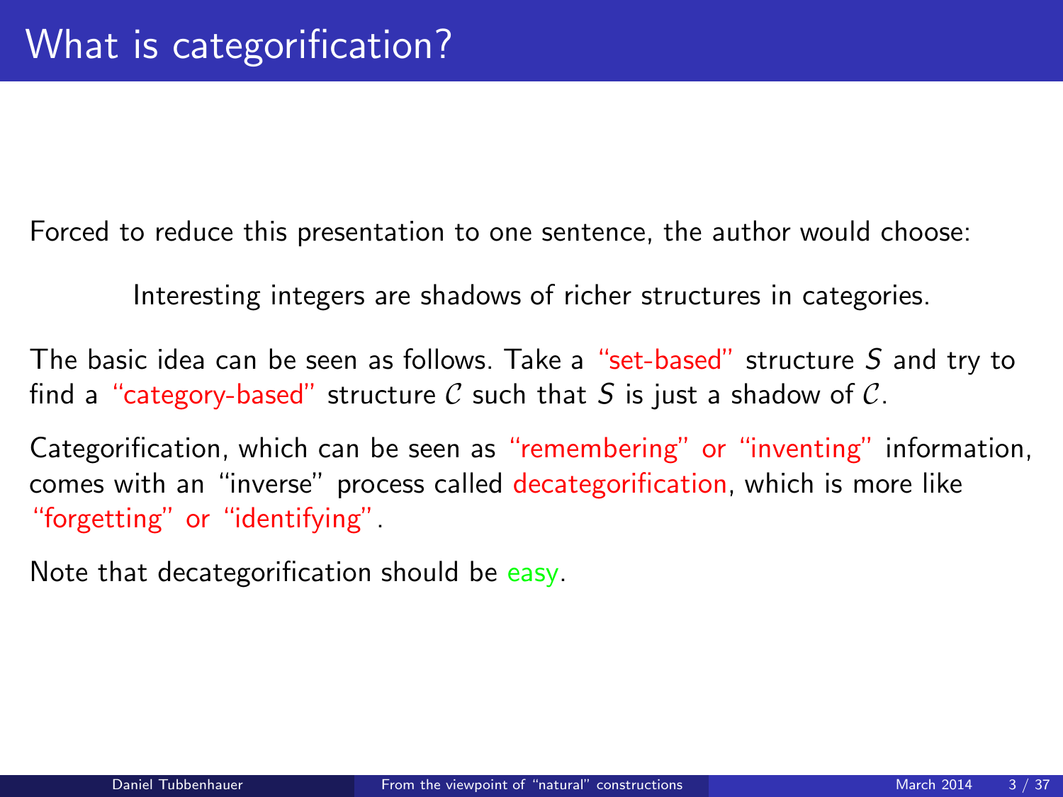# What is categorification?

Forced to reduce this presentation to one sentence, the author would choose:

Interesting integers are shadows of richer structures in categories.

The basic idea can be seen as follows. Take a "set-based" structure $S$ and try to find a "category-based" structure $\mathcal{C}$ such that $S$ is just a shadow of $\mathcal{C}$.

Categorification, which can be seen as "remembering" or "inventing" information, comes with an "inverse" process called decategorification, which is more like "forgetting" or "identifying".

Note that decategorification should be easy.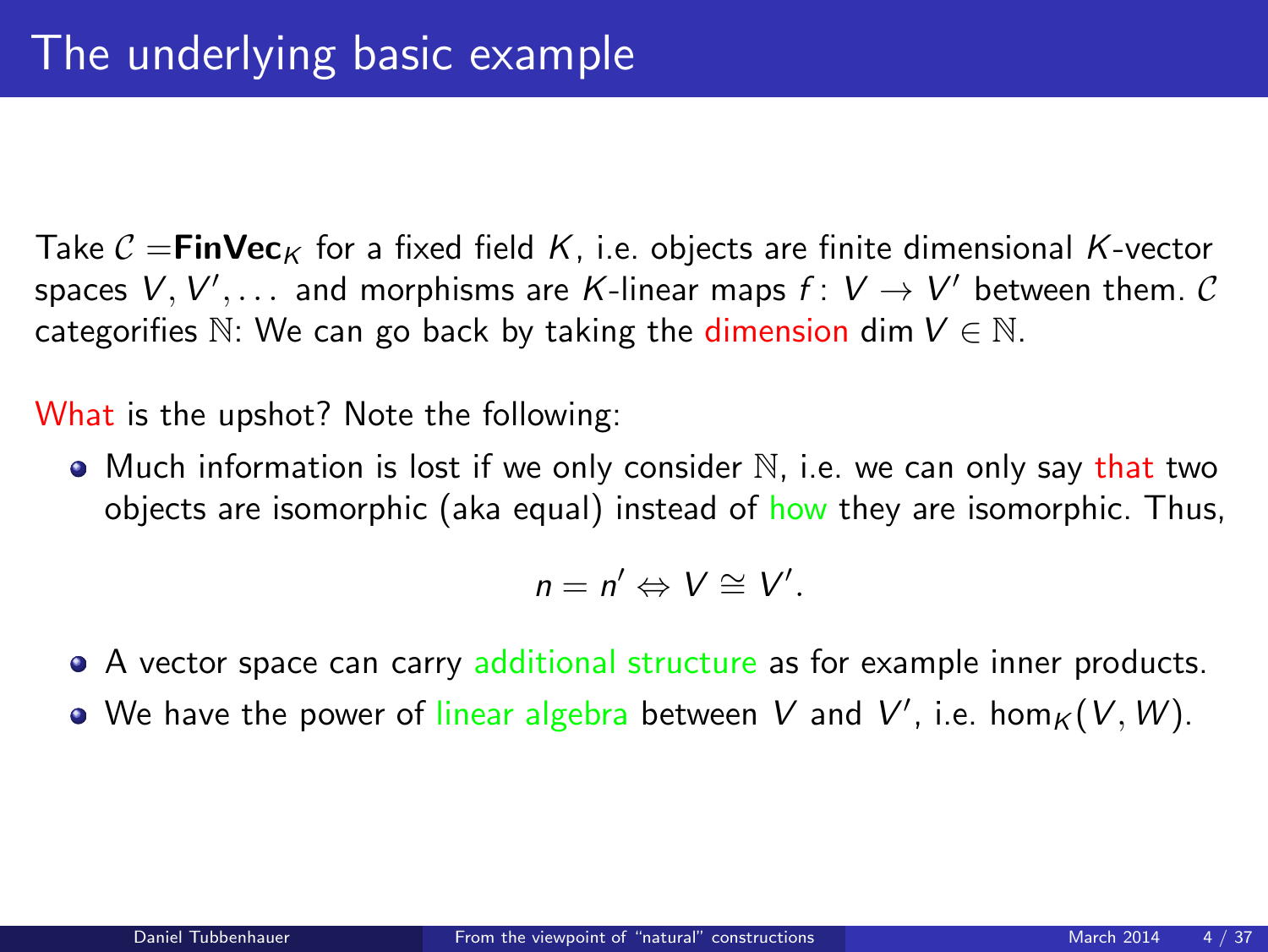# The underlying basic example

Take $\mathcal{C} = \mathbf{FinVec}_K$ for a fixed field $K$, i.e. objects are finite dimensional $K$-vector spaces $V, V', \dots$ and morphisms are $K$-linear maps $f\colon V \to V'$ between them. $\mathcal{C}$ categorifies $\mathbb{N}$: We can go back by taking the dimension $\dim V \in \mathbb{N}$.

What is the upshot? Note the following:

- Much information is lost if we only consider $\mathbb{N}$, i.e. we can only say that two objects are isomorphic (aka equal) instead of how they are isomorphic. Thus,

$$n = n' \Leftrightarrow V \cong V'.$$

- A vector space can carry additional structure as for example inner products.
- We have the power of linear algebra between $V$ and $V'$, i.e. $\hom_K(V, W)$.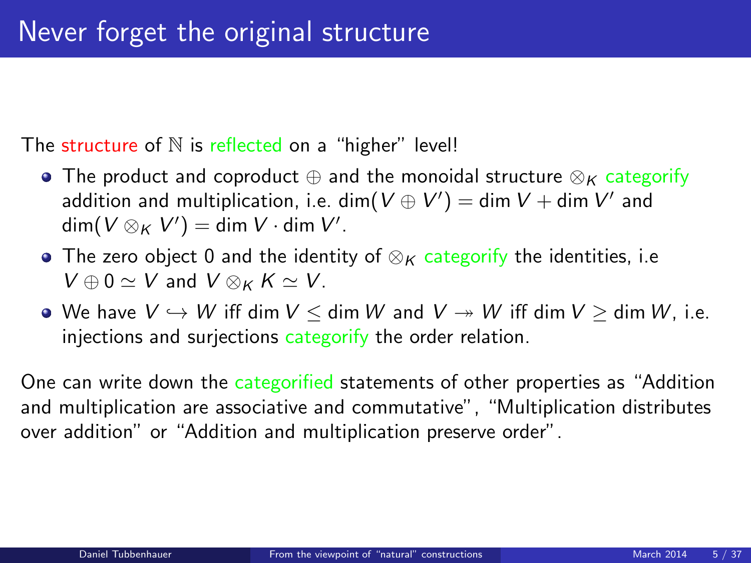# Never forget the original structure

The structure of $\mathbb{N}$ is reflected on a "higher" level!

- The product and coproduct $\oplus$ and the monoidal structure $\otimes_K$ categorify addition and multiplication, i.e. $\dim(V \oplus V') = \dim V + \dim V'$ and $\dim(V \otimes_K V') = \dim V \cdot \dim V'$.
- The zero object 0 and the identity of $\otimes_K$ categorify the identities, i.e $V \oplus 0 \simeq V$ and $V \otimes_K K \simeq V$.
- We have $V \hookrightarrow W$ iff $\dim V \leq \dim W$ and $V \twoheadrightarrow W$ iff $\dim V \geq \dim W$, i.e. injections and surjections categorify the order relation.

One can write down the categorified statements of other properties as "Addition and multiplication are associative and commutative", "Multiplication distributes over addition" or "Addition and multiplication preserve order".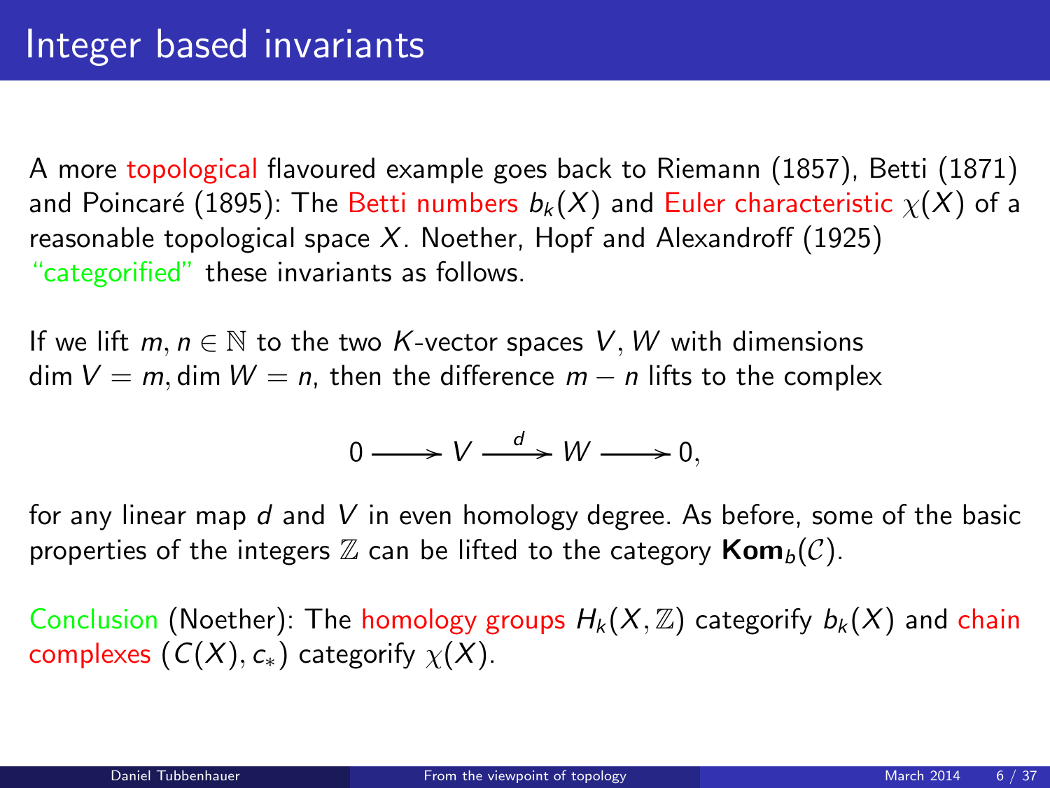# Integer based invariants

A more topological flavoured example goes back to Riemann (1857), Betti (1871) and Poincaré (1895): The Betti numbers $b_k(X)$ and Euler characteristic $\chi(X)$ of a reasonable topological space $X$. Noether, Hopf and Alexandroff (1925) "categorified" these invariants as follows.

If we lift $m, n \in \mathbb{N}$ to the two $K$-vector spaces $V, W$ with dimensions $\dim V = m, \dim W = n$, then the difference $m - n$ lifts to the complex

$$0 \longrightarrow V \xrightarrow{d} W \longrightarrow 0,$$

for any linear map $d$ and $V$ in even homology degree. As before, some of the basic properties of the integers $\mathbb{Z}$ can be lifted to the category $\mathbf{Kom}_b(\mathcal{C})$.

Conclusion (Noether): The homology groups $H_k(X, \mathbb{Z})$ categorify $b_k(X)$ and chain complexes $(C(X), c_*)$ categorify $\chi(X)$.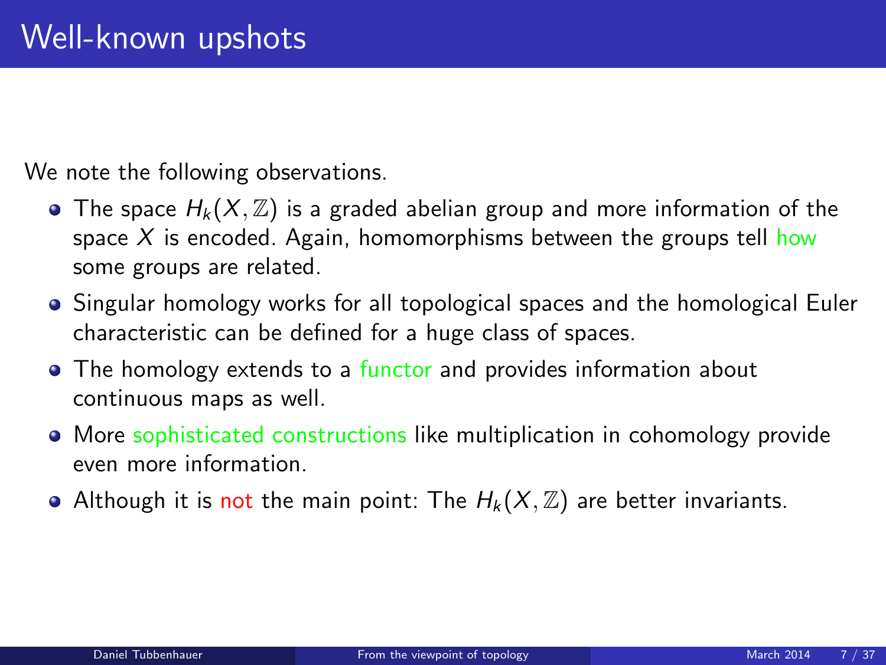# Well-known upshots

We note the following observations.

- The space $H_k(X,\mathbb{Z})$ is a graded abelian group and more information of the space $X$ is encoded. Again, homomorphisms between the groups tell how some groups are related.
- Singular homology works for all topological spaces and the homological Euler characteristic can be defined for a huge class of spaces.
- The homology extends to a functor and provides information about continuous maps as well.
- More sophisticated constructions like multiplication in cohomology provide even more information.
- Although it is not the main point: The $H_k(X,\mathbb{Z})$ are better invariants.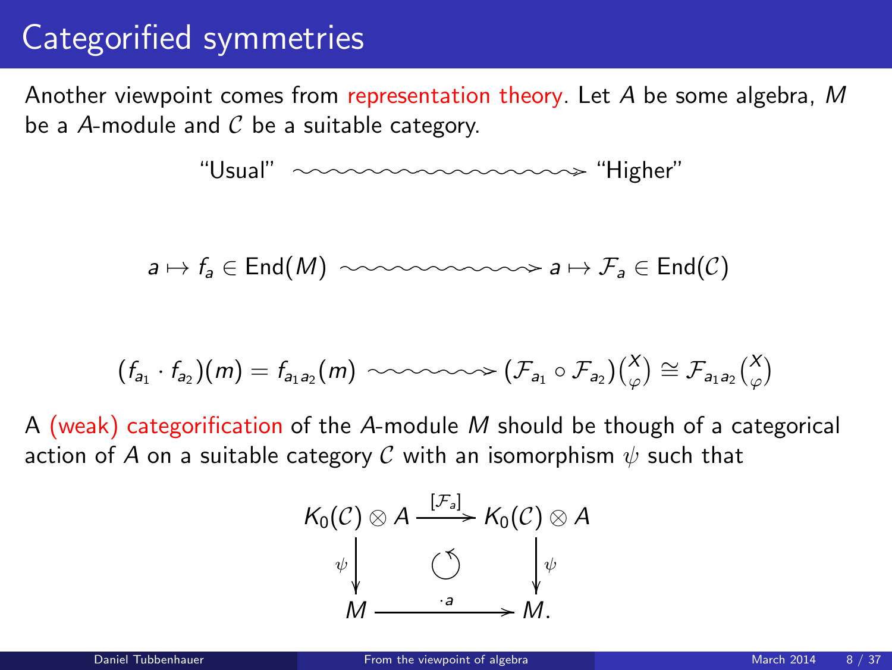# Categorified symmetries

Another viewpoint comes from representation theory. Let $A$ be some algebra, $M$ be a $A$-module and $\mathcal{C}$ be a suitable category.

$$\text{"Usual"} \rightsquigarrow \text{"Higher"}$$

$$a \mapsto f_a \in \mathrm{End}(M) \rightsquigarrow a \mapsto \mathcal{F}_a \in \mathrm{End}(\mathcal{C})$$

$$(f_{a_1} \cdot f_{a_2})(m) = f_{a_1 a_2}(m) \rightsquigarrow (\mathcal{F}_{a_1} \circ \mathcal{F}_{a_2})\binom{X}{\varphi} \cong \mathcal{F}_{a_1 a_2}\binom{X}{\varphi}$$

A (weak) categorification of the $A$-module $M$ should be though of a categorical action of $A$ on a suitable category $\mathcal{C}$ with an isomorphism $\psi$ such that

$$\begin{array}{ccc} K_0(\mathcal{C}) \otimes A & \xrightarrow{[\mathcal{F}_a]} & K_0(\mathcal{C}) \otimes A \\ \downarrow \psi & \circlearrowleft & \downarrow \psi \\ M & \xrightarrow{\cdot a} & M. \end{array}$$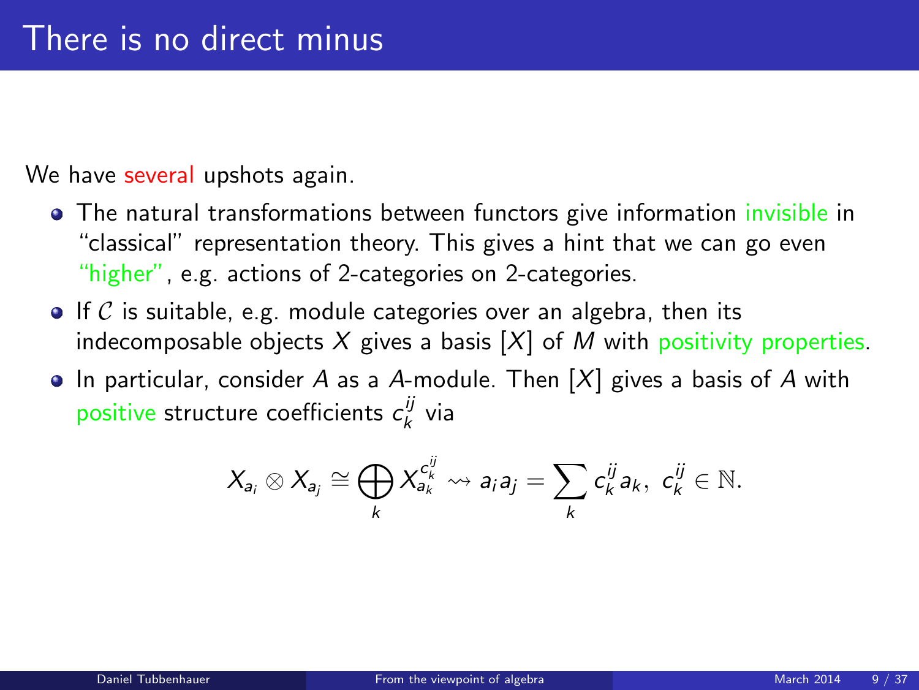# There is no direct minus

We have several upshots again.

- The natural transformations between functors give information invisible in "classical" representation theory. This gives a hint that we can go even "higher", e.g. actions of 2-categories on 2-categories.
- If $\mathcal{C}$ is suitable, e.g. module categories over an algebra, then its indecomposable objects $X$ gives a basis $[X]$ of $M$ with positivity properties.
- In particular, consider $A$ as a $A$-module. Then $[X]$ gives a basis of $A$ with positive structure coefficients $c_k^{ij}$ via

$$X_{a_i} \otimes X_{a_j} \cong \bigoplus_k X_{a_k}^{c_k^{ij}} \rightsquigarrow a_i a_j = \sum_k c_k^{ij} a_k,\ c_k^{ij} \in \mathbb{N}.$$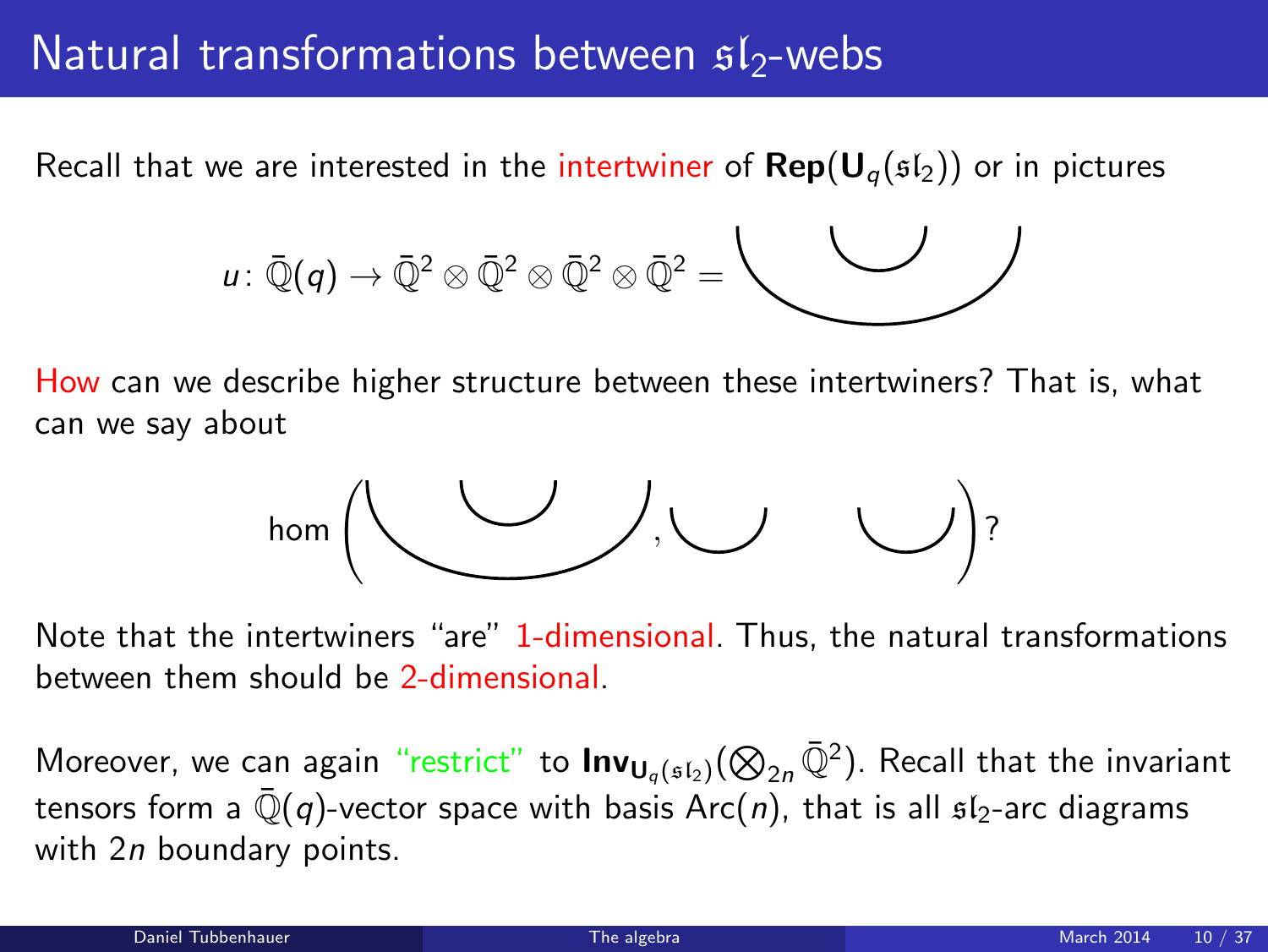# Natural transformations between $\mathfrak{sl}_2$-webs

Recall that we are interested in the intertwiner of $\mathbf{Rep}(\mathbf{U}_q(\mathfrak{sl}_2))$ or in pictures

$$u\colon \bar{\mathbb{Q}}(q) \to \bar{\mathbb{Q}}^2 \otimes \bar{\mathbb{Q}}^2 \otimes \bar{\mathbb{Q}}^2 \otimes \bar{\mathbb{Q}}^2 =$$

How can we describe higher structure between these intertwiners? That is, what can we say about

$$\mathrm{hom}\left( \quad , \quad \right)?$$

Note that the intertwiners "are" 1-dimensional. Thus, the natural transformations between them should be 2-dimensional.

Moreover, we can again "restrict" to $\mathbf{Inv}_{\mathbf{U}_q(\mathfrak{sl}_2)}(\bigotimes_{2n} \bar{\mathbb{Q}}^2)$. Recall that the invariant tensors form a $\bar{\mathbb{Q}}(q)$-vector space with basis $\mathrm{Arc}(n)$, that is all $\mathfrak{sl}_2$-arc diagrams with $2n$ boundary points.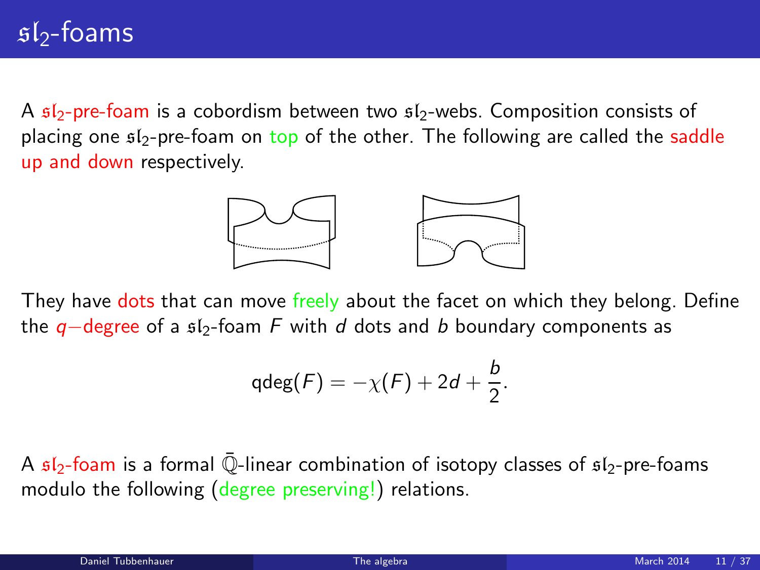# $\mathfrak{sl}_2$-foams

A $\mathfrak{sl}_2$-pre-foam is a cobordism between two $\mathfrak{sl}_2$-webs. Composition consists of placing one $\mathfrak{sl}_2$-pre-foam on top of the other. The following are called the saddle up and down respectively.

They have dots that can move freely about the facet on which they belong. Define the $q$−degree of a $\mathfrak{sl}_2$-foam $F$ with $d$ dots and $b$ boundary components as

$$\mathrm{qdeg}(F) = -\chi(F) + 2d + \frac{b}{2}.$$

A $\mathfrak{sl}_2$-foam is a formal $\bar{\mathbb{Q}}$-linear combination of isotopy classes of $\mathfrak{sl}_2$-pre-foams modulo the following (degree preserving!) relations.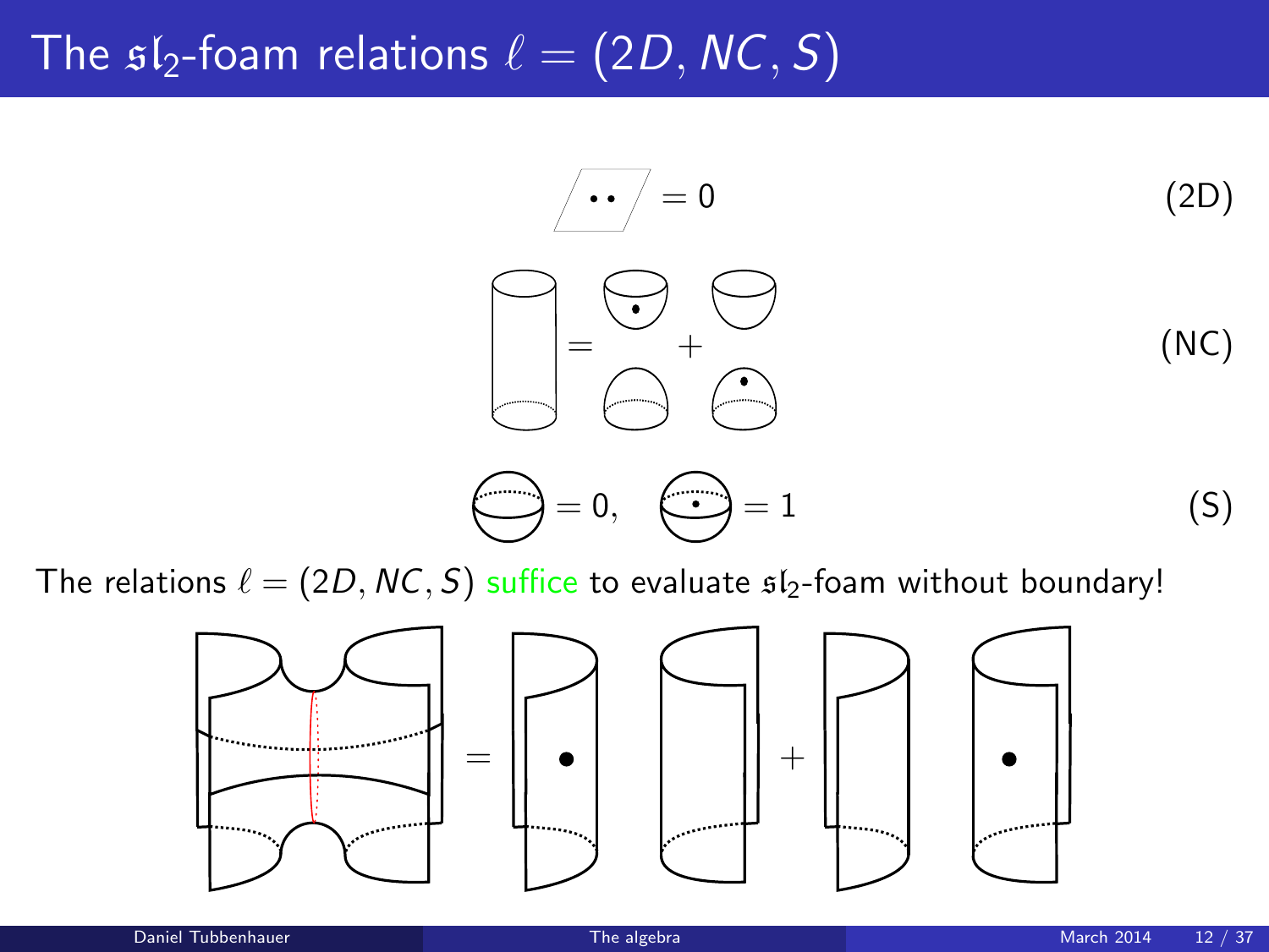# The $\mathfrak{sl}_2$-foam relations $\ell = (2D, NC, S)$

$$= 0 \qquad \text{(2D)}$$

$$= \quad + \qquad \text{(NC)}$$

$$= 0, \quad = 1 \qquad \text{(S)}$$

The relations $\ell = (2D, NC, S)$ suffice to evaluate $\mathfrak{sl}_2$-foam without boundary!

$$= \quad + $$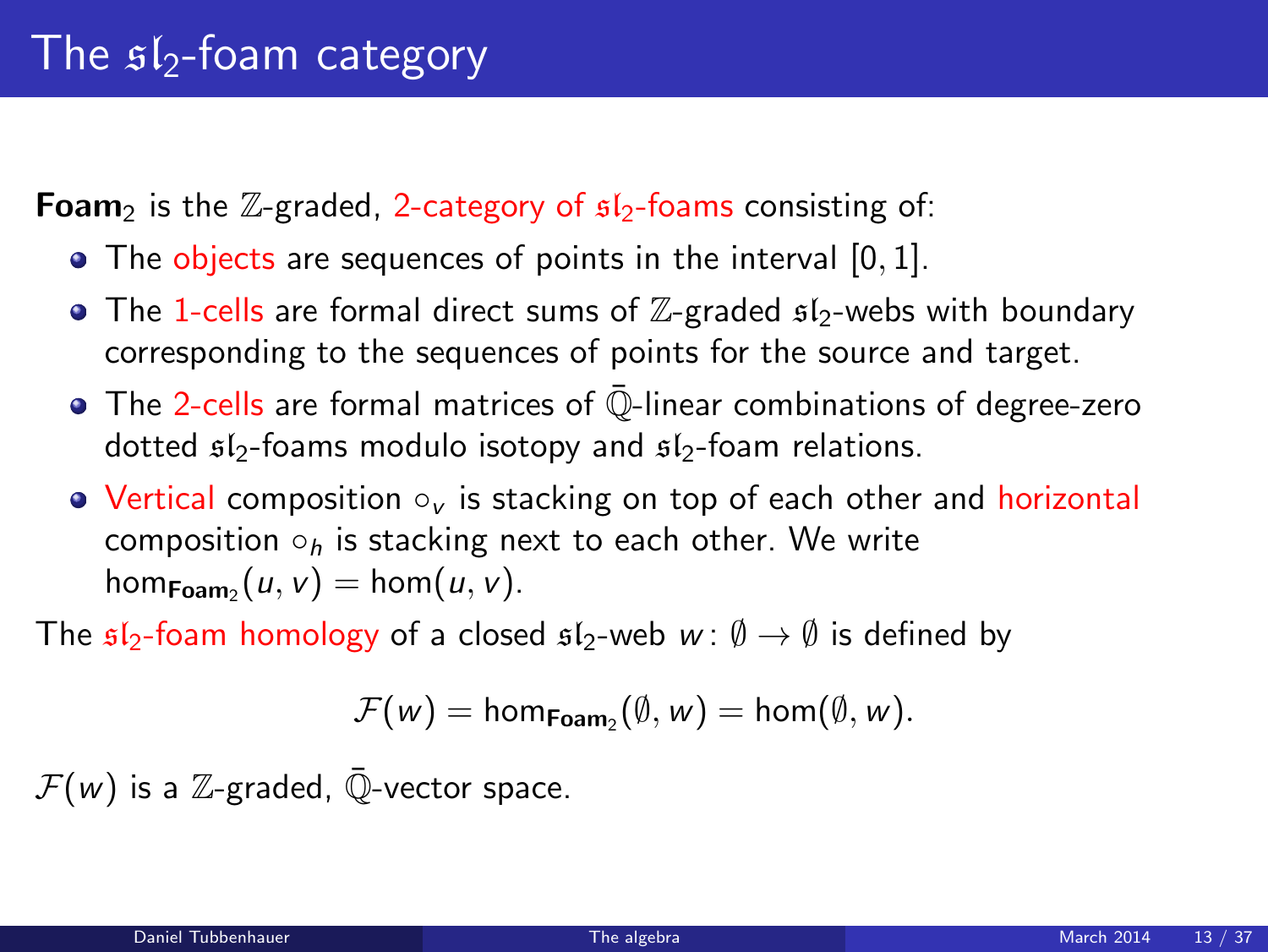# The $\mathfrak{sl}_2$-foam category

**$\mathbf{Foam}_2$** is the $\mathbb{Z}$-graded, 2-category of $\mathfrak{sl}_2$-foams consisting of:

- The objects are sequences of points in the interval $[0,1]$.
- The 1-cells are formal direct sums of $\mathbb{Z}$-graded $\mathfrak{sl}_2$-webs with boundary corresponding to the sequences of points for the source and target.
- The 2-cells are formal matrices of $\bar{\mathbb{Q}}$-linear combinations of degree-zero dotted $\mathfrak{sl}_2$-foams modulo isotopy and $\mathfrak{sl}_2$-foam relations.
- Vertical composition $\circ_v$ is stacking on top of each other and horizontal composition $\circ_h$ is stacking next to each other. We write $\hom_{\mathbf{Foam}_2}(u,v) = \hom(u,v)$.

The $\mathfrak{sl}_2$-foam homology of a closed $\mathfrak{sl}_2$-web $w\colon \emptyset \to \emptyset$ is defined by

$$\mathcal{F}(w) = \hom_{\mathbf{Foam}_2}(\emptyset, w) = \hom(\emptyset, w).$$

$\mathcal{F}(w)$ is a $\mathbb{Z}$-graded, $\bar{\mathbb{Q}}$-vector space.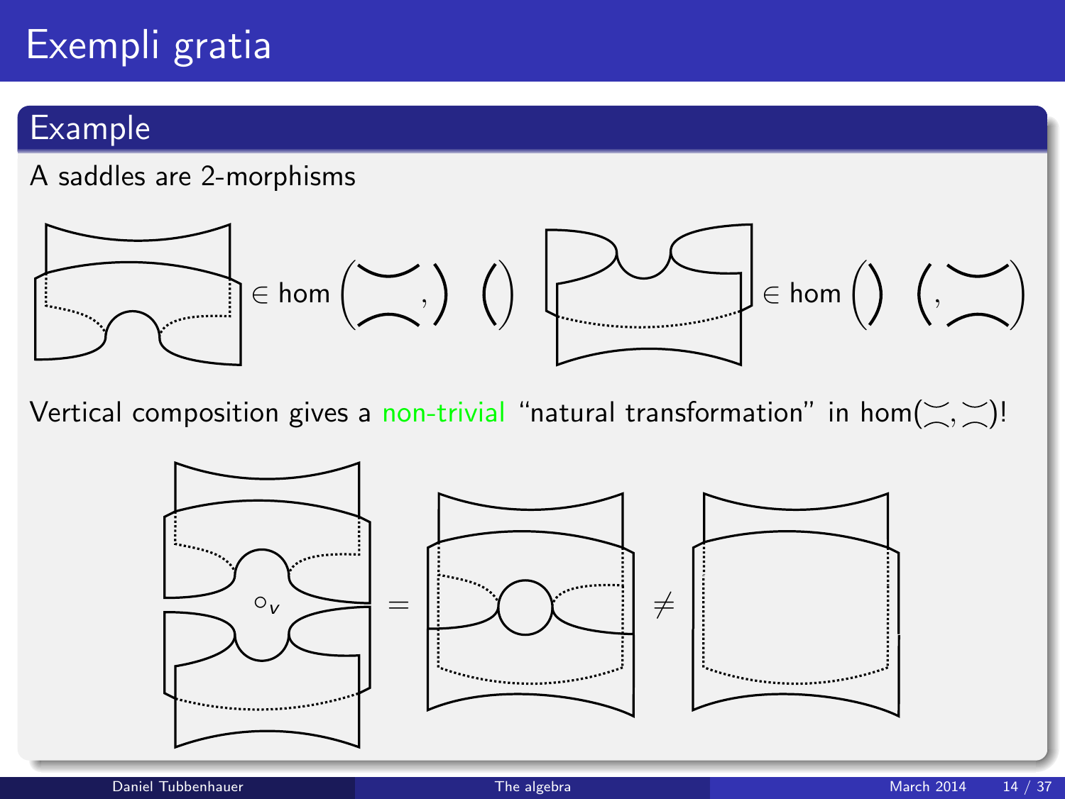# Exempli gratia

## Example

A saddles are 2-morphisms

$\in \hom\left(\asymp, )\,(\right)$ $\quad$ $\in \hom\left()\,(, \asymp\right)$

Vertical composition gives a non-trivial "natural transformation" in $\hom(\asymp, \asymp)$!

$\circ_v$ $=$ $\neq$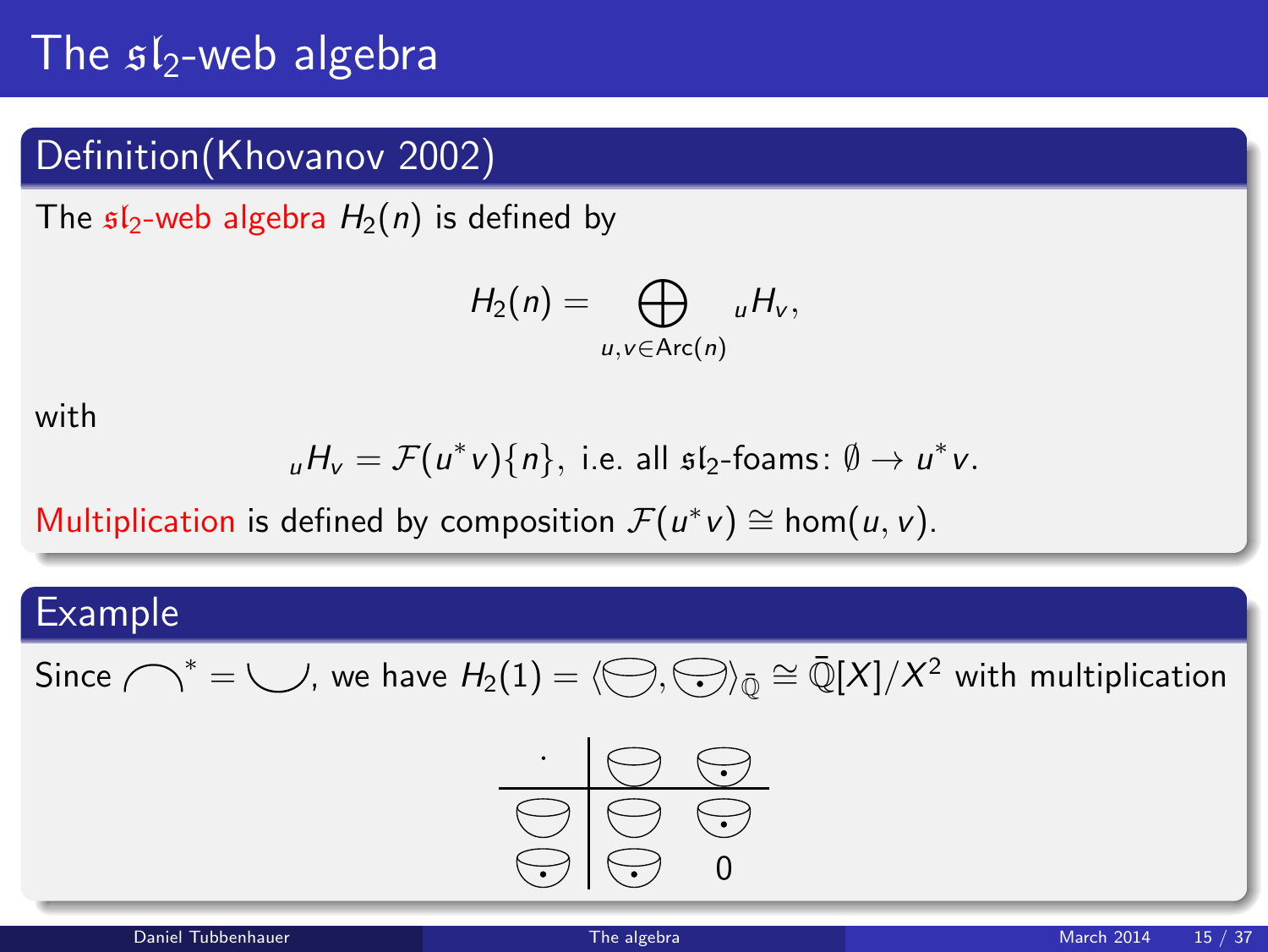# The $\mathfrak{sl}_2$-web algebra

## Definition(Khovanov 2002)

The $\mathfrak{sl}_2$-web algebra $H_2(n)$ is defined by

$$H_2(n) = \bigoplus_{u,v \in \mathrm{Arc}(n)} {}_uH_v,$$

with

$${}_uH_v = \mathcal{F}(u^*v)\{n\}, \text{ i.e. all } \mathfrak{sl}_2\text{-foams: } \emptyset \to u^*v.$$

Multiplication is defined by composition $\mathcal{F}(u^*v) \cong \hom(u,v)$.

## Example

Since $\frown^* = \smile$, we have $H_2(1) = \langle \text{(cup)}, \text{(dotted cup)} \rangle_{\bar{\mathbb{Q}}} \cong \bar{\mathbb{Q}}[X]/X^2$ with multiplication

| $\cdot$ | cup | dotted cup |
|---|---|---|
| cup | cup | dotted cup |
| dotted cup | dotted cup | 0 |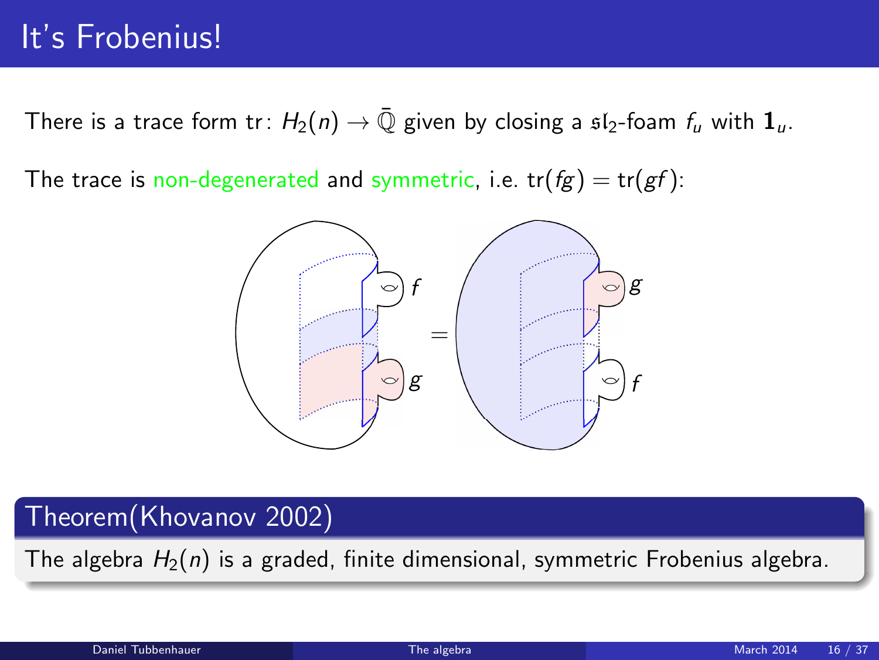# It's Frobenius!

There is a trace form $\mathrm{tr}\colon H_2(n) \to \bar{\mathbb{Q}}$ given by closing a $\mathfrak{sl}_2$-foam $f_u$ with $\mathbf{1}_u$.

The trace is non-degenerated and symmetric, i.e. $\mathrm{tr}(fg) = \mathrm{tr}(gf)$:

## Theorem(Khovanov 2002)

The algebra $H_2(n)$ is a graded, finite dimensional, symmetric Frobenius algebra.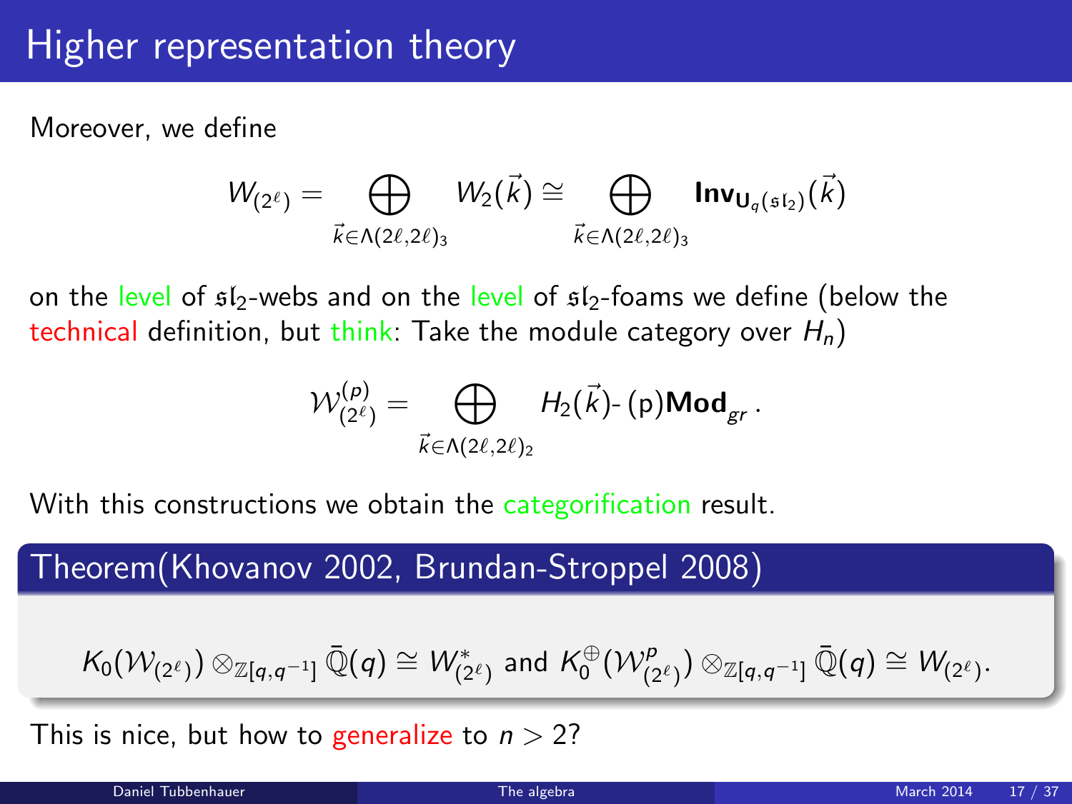# Higher representation theory

Moreover, we define

$$W_{(2^\ell)} = \bigoplus_{\vec{k}\in\Lambda(2\ell,2\ell)_3} W_2(\vec{k}) \cong \bigoplus_{\vec{k}\in\Lambda(2\ell,2\ell)_3} \mathbf{Inv}_{\mathbf{U}_q(\mathfrak{sl}_2)}(\vec{k})$$

on the level of $\mathfrak{sl}_2$-webs and on the level of $\mathfrak{sl}_2$-foams we define (below the technical definition, but think: Take the module category over $H_n$)

$$\mathcal{W}^{(p)}_{(2^\ell)} = \bigoplus_{\vec{k}\in\Lambda(2\ell,2\ell)_2} H_2(\vec{k})\text{-}\,(\mathrm{p})\mathbf{Mod}_{gr}\,.$$

With this constructions we obtain the categorification result.

## Theorem(Khovanov 2002, Brundan-Stroppel 2008)

$$K_0(\mathcal{W}_{(2^\ell)}) \otimes_{\mathbb{Z}[q,q^{-1}]} \bar{\mathbb{Q}}(q) \cong W^*_{(2^\ell)} \text{ and } K_0^{\oplus}(\mathcal{W}^p_{(2^\ell)}) \otimes_{\mathbb{Z}[q,q^{-1}]} \bar{\mathbb{Q}}(q) \cong W_{(2^\ell)}.$$

This is nice, but how to generalize to $n > 2$?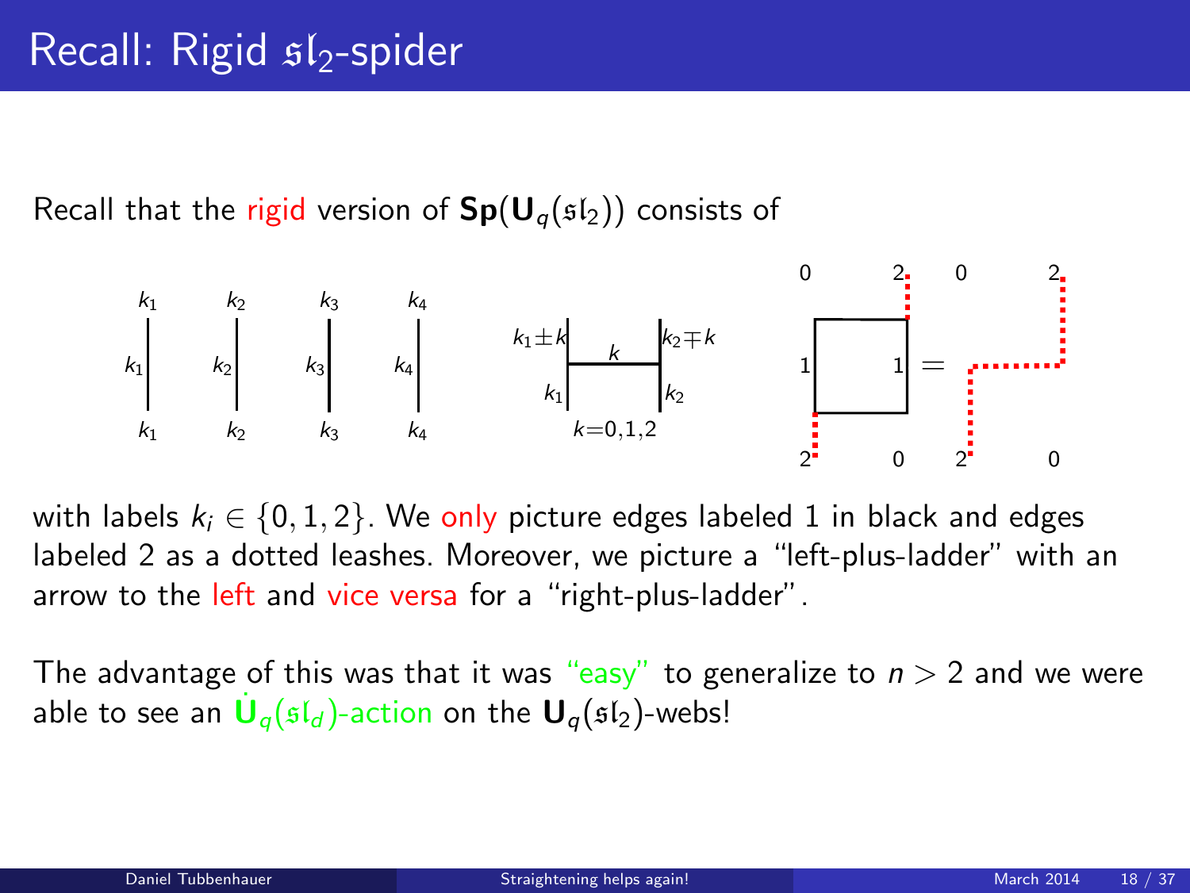# Recall: Rigid $\mathfrak{sl}_2$-spider

Recall that the rigid version of $\mathbf{Sp}(\mathbf{U}_q(\mathfrak{sl}_2))$ consists of

$k_1 \quad k_2 \quad k_3 \quad k_4 \qquad k_1 \pm k \quad k \quad k_2 \mp k \qquad k_1 \quad k_2 \qquad k=0,1,2$

with labels $k_i \in \{0, 1, 2\}$. We only picture edges labeled 1 in black and edges labeled 2 as a dotted leashes. Moreover, we picture a "left-plus-ladder" with an arrow to the left and vice versa for a "right-plus-ladder".

The advantage of this was that it was "easy" to generalize to $n > 2$ and we were able to see an $\dot{\mathbf{U}}_q(\mathfrak{sl}_d)$-action on the $\mathbf{U}_q(\mathfrak{sl}_2)$-webs!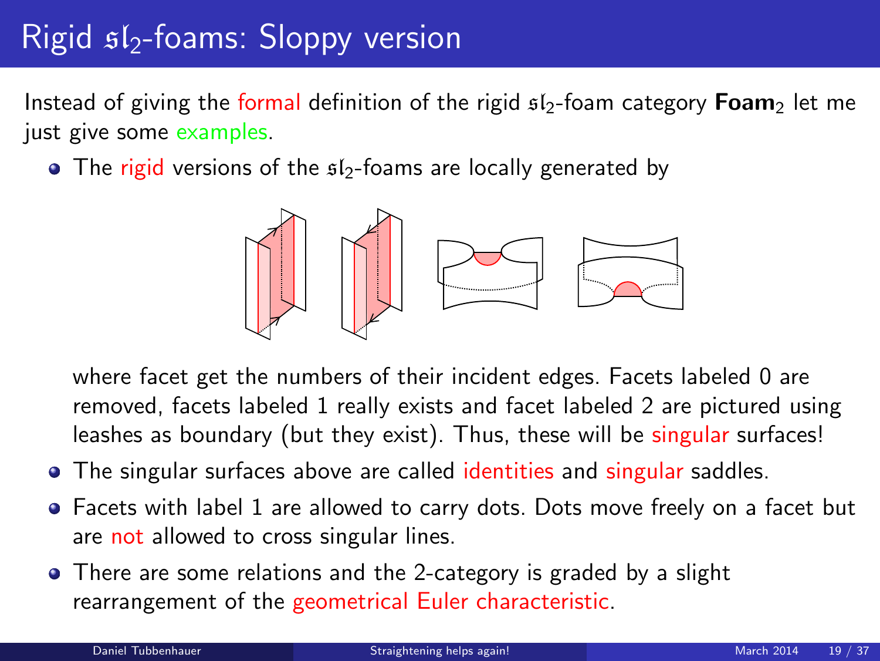# Rigid $\mathfrak{sl}_2$-foams: Sloppy version

Instead of giving the formal definition of the rigid $\mathfrak{sl}_2$-foam category $\mathbf{Foam}_2$ let me just give some examples.

- The rigid versions of the $\mathfrak{sl}_2$-foams are locally generated by

  where facet get the numbers of their incident edges. Facets labeled 0 are removed, facets labeled 1 really exists and facet labeled 2 are pictured using leashes as boundary (but they exist). Thus, these will be singular surfaces!
- The singular surfaces above are called identities and singular saddles.
- Facets with label 1 are allowed to carry dots. Dots move freely on a facet but are not allowed to cross singular lines.
- There are some relations and the 2-category is graded by a slight rearrangement of the geometrical Euler characteristic.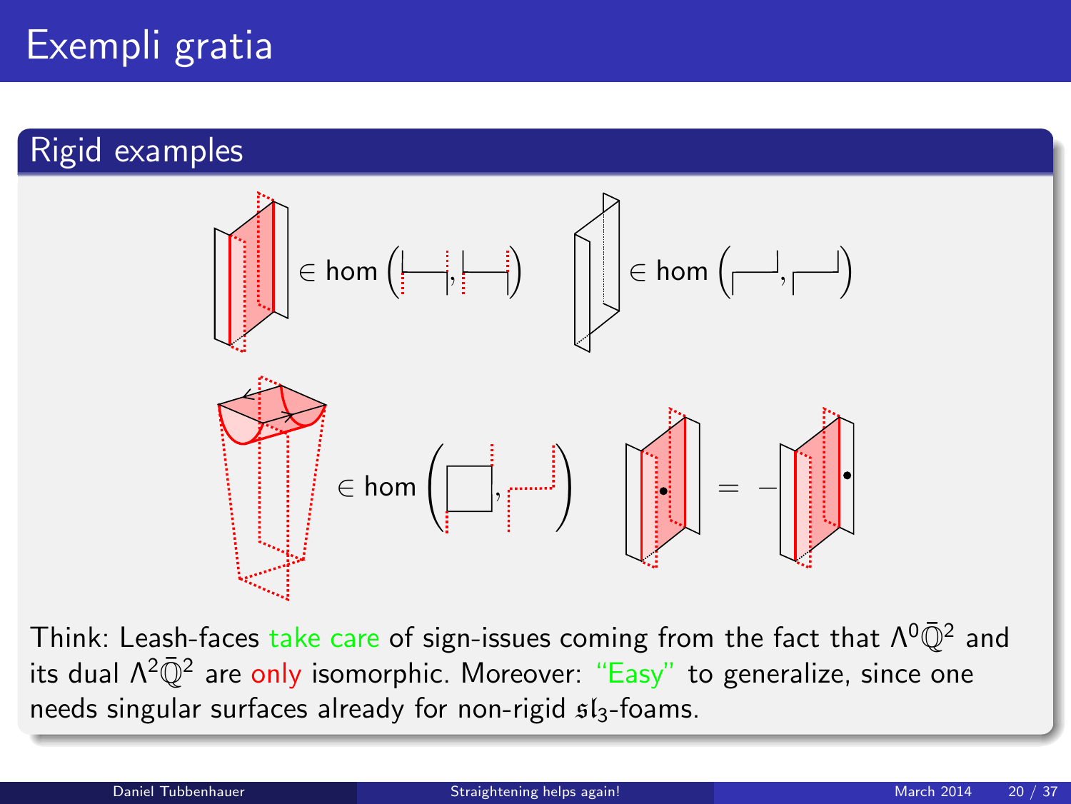# Exempli gratia

## Rigid examples

$\in \hom\left(\,,\,\right)$ $\in \hom\left(\,,\,\right)$

$\in \hom\left(\,,\,\right)$ $= -$

Think: Leash-faces take care of sign-issues coming from the fact that $\Lambda^0\bar{\mathbb{Q}}^2$ and its dual $\Lambda^2\bar{\mathbb{Q}}^2$ are only isomorphic. Moreover: "Easy" to generalize, since one needs singular surfaces already for non-rigid $\mathfrak{sl}_3$-foams.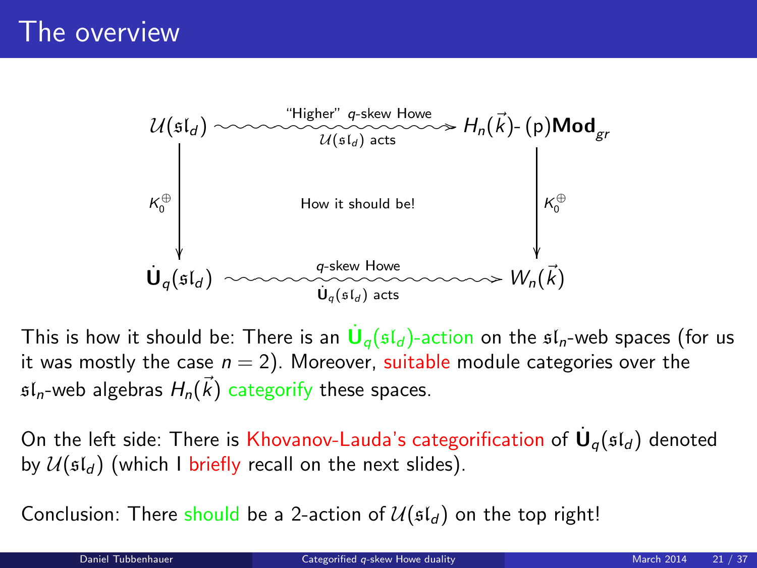# The overview

$$
\begin{array}{ccc}
\mathcal{U}(\mathfrak{sl}_d) & \xrightarrow[\mathcal{U}(\mathfrak{sl}_d)\text{ acts}]{\text{"Higher" } q\text{-skew Howe}} & H_n(\vec{k})\text{-}(\text{p})\mathbf{Mod}_{gr} \\
\Big\downarrow K_0^{\oplus} & \text{How it should be!} & \Big\downarrow K_0^{\oplus} \\
\dot{\mathbf{U}}_q(\mathfrak{sl}_d) & \xrightarrow[\dot{\mathbf{U}}_q(\mathfrak{sl}_d)\text{ acts}]{q\text{-skew Howe}} & W_n(\vec{k})
\end{array}
$$

This is how it should be: There is an $\dot{\mathbf{U}}_q(\mathfrak{sl}_d)$-action on the $\mathfrak{sl}_n$-web spaces (for us it was mostly the case $n = 2$). Moreover, suitable module categories over the $\mathfrak{sl}_n$-web algebras $H_n(\vec{k})$ categorify these spaces.

On the left side: There is Khovanov-Lauda's categorification of $\dot{\mathbf{U}}_q(\mathfrak{sl}_d)$ denoted by $\mathcal{U}(\mathfrak{sl}_d)$ (which I briefly recall on the next slides).

Conclusion: There should be a 2-action of $\mathcal{U}(\mathfrak{sl}_d)$ on the top right!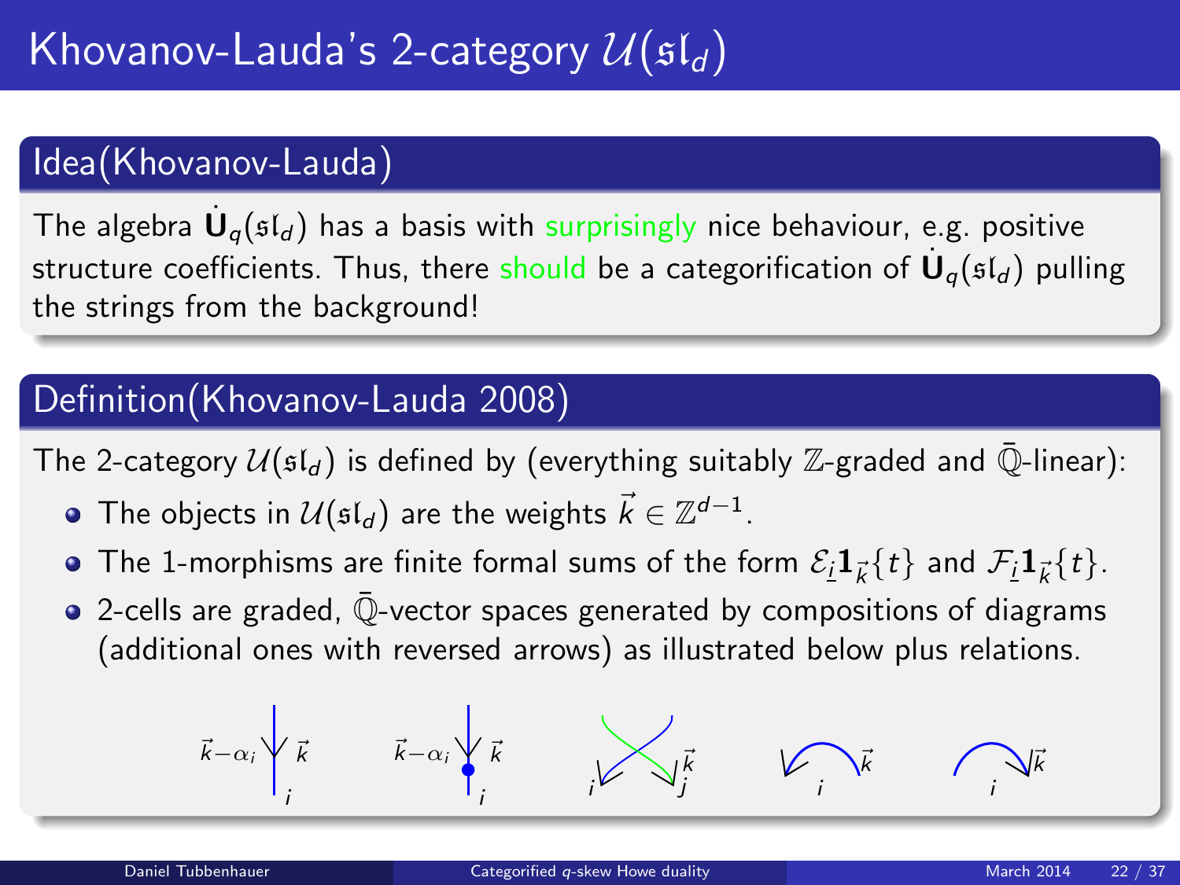# Khovanov-Lauda's 2-category $\mathcal{U}(\mathfrak{sl}_d)$

## Idea(Khovanov-Lauda)

The algebra $\dot{\mathbf{U}}_q(\mathfrak{sl}_d)$ has a basis with surprisingly nice behaviour, e.g. positive structure coefficients. Thus, there should be a categorification of $\dot{\mathbf{U}}_q(\mathfrak{sl}_d)$ pulling the strings from the background!

## Definition(Khovanov-Lauda 2008)

The 2-category $\mathcal{U}(\mathfrak{sl}_d)$ is defined by (everything suitably $\mathbb{Z}$-graded and $\bar{\mathbb{Q}}$-linear):

- The objects in $\mathcal{U}(\mathfrak{sl}_d)$ are the weights $\vec{k} \in \mathbb{Z}^{d-1}$.
- The 1-morphisms are finite formal sums of the form $\mathcal{E}_{\underline{i}}\mathbf{1}_{\vec{k}}\{t\}$ and $\mathcal{F}_{\underline{i}}\mathbf{1}_{\vec{k}}\{t\}$.
- 2-cells are graded, $\bar{\mathbb{Q}}$-vector spaces generated by compositions of diagrams (additional ones with reversed arrows) as illustrated below plus relations.

$\vec{k}-\alpha_i$ $\vec{k}$ $i$ $\quad$ $\vec{k}-\alpha_i$ $\vec{k}$ $i$ $\quad$ $i$ $j$ $\vec{k}$ $\quad$ $i$ $\vec{k}$ $\quad$ $i$ $\vec{k}$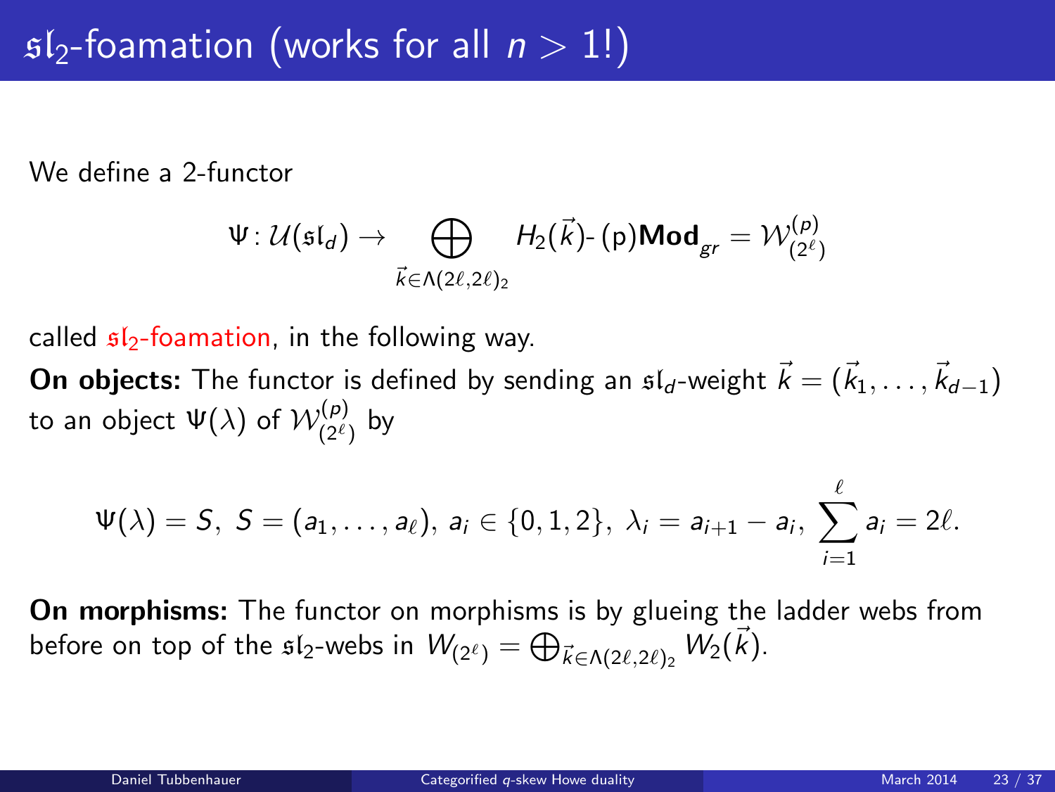# $\mathfrak{sl}_2$-foamation (works for all $n > 1$!)

We define a 2-functor

$$\Psi\colon \mathcal{U}(\mathfrak{sl}_d) \to \bigoplus_{\vec{k}\in\Lambda(2\ell,2\ell)_2} H_2(\vec{k})\text{-}\,(\mathrm{p})\mathbf{Mod}_{gr} = \mathcal{W}^{(p)}_{(2^\ell)}$$

called $\mathfrak{sl}_2$-foamation, in the following way.

**On objects:** The functor is defined by sending an $\mathfrak{sl}_d$-weight $\vec{k} = (\vec{k}_1, \dots, \vec{k}_{d-1})$ to an object $\Psi(\lambda)$ of $\mathcal{W}^{(p)}_{(2^\ell)}$ by

$$\Psi(\lambda) = S,\ S = (a_1, \dots, a_\ell),\ a_i \in \{0,1,2\},\ \lambda_i = a_{i+1} - a_i,\ \sum_{i=1}^{\ell} a_i = 2\ell.$$

**On morphisms:** The functor on morphisms is by glueing the ladder webs from before on top of the $\mathfrak{sl}_2$-webs in $W_{(2^\ell)} = \bigoplus_{\vec{k}\in\Lambda(2\ell,2\ell)_2} W_2(\vec{k})$.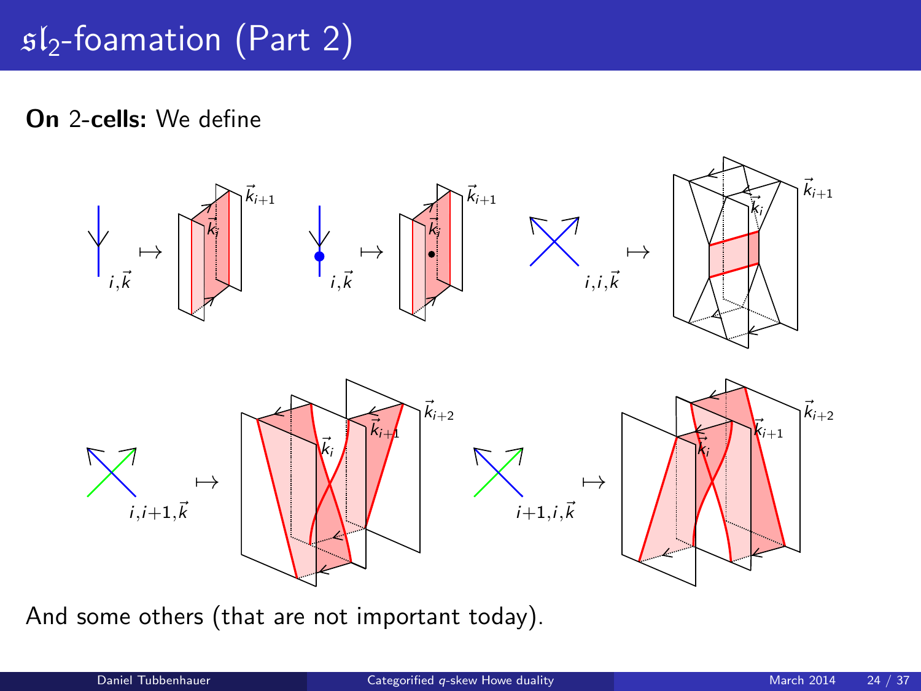# $\mathfrak{sl}_2$-foamation (Part 2)

**On** 2-**cells:** We define

$i,\vec{k} \mapsto$ $\vec{k}_i$ $\vec{k}_{i+1}$   $i,\vec{k} \mapsto$ $\vec{k}_i$ $\vec{k}_{i+1}$   $i,i,\vec{k} \mapsto$ $\vec{k}_i$ $\vec{k}_{i+1}$

$i,i{+}1,\vec{k} \mapsto$ $\vec{k}_i$ $\vec{k}_{i+1}$ $\vec{k}_{i+2}$   $i{+}1,i,\vec{k} \mapsto$ $\vec{k}_i$ $\vec{k}_{i+1}$ $\vec{k}_{i+2}$

And some others (that are not important today).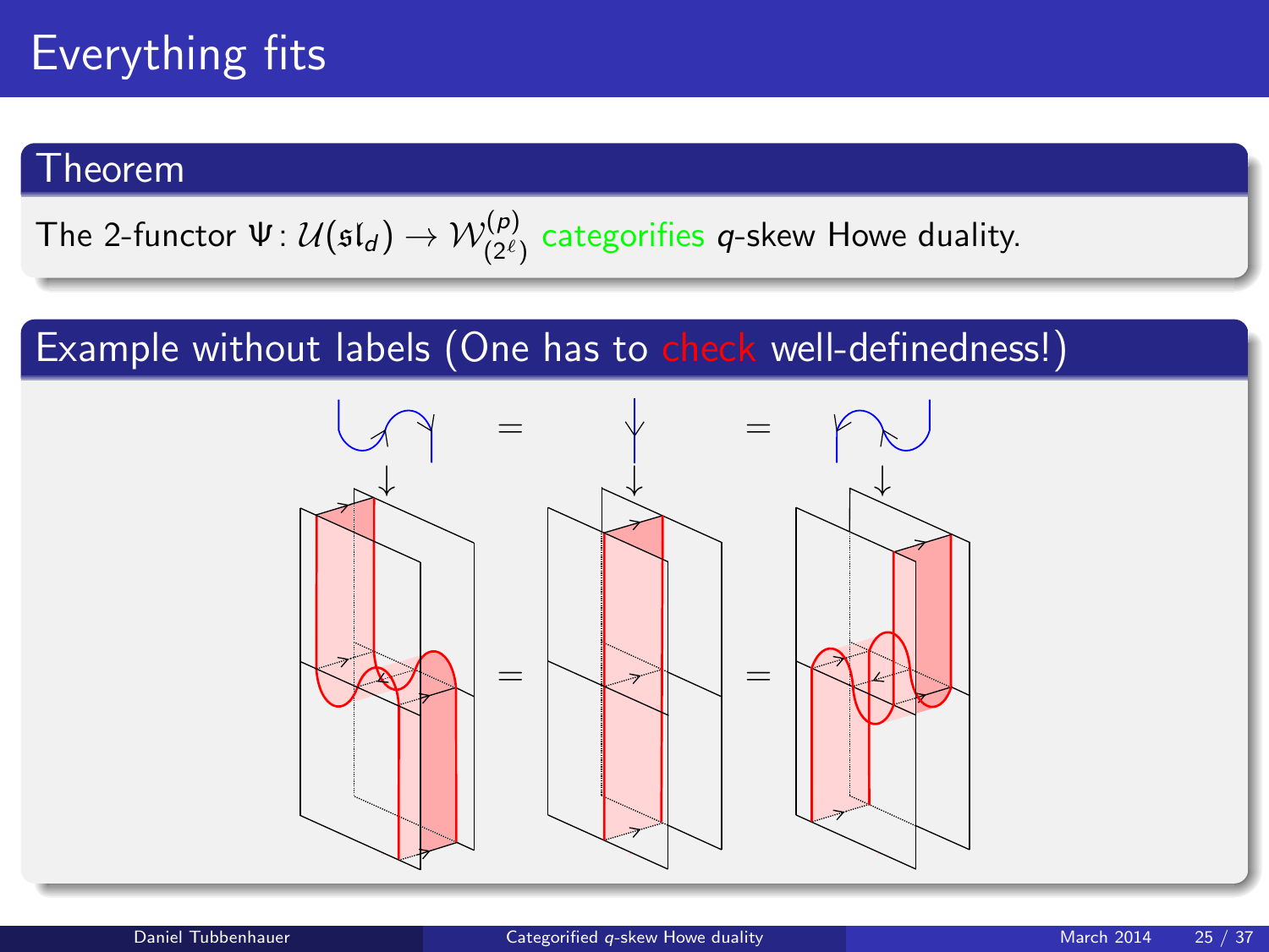# Everything fits

## Theorem

The 2-functor $\Psi\colon \mathcal{U}(\mathfrak{sl}_d) \to \mathcal{W}^{(p)}_{(2^\ell)}$ categorifies $q$-skew Howe duality.

## Example without labels (One has to check well-definedness!)

$$= \qquad\qquad =$$

$$= \qquad\qquad =$$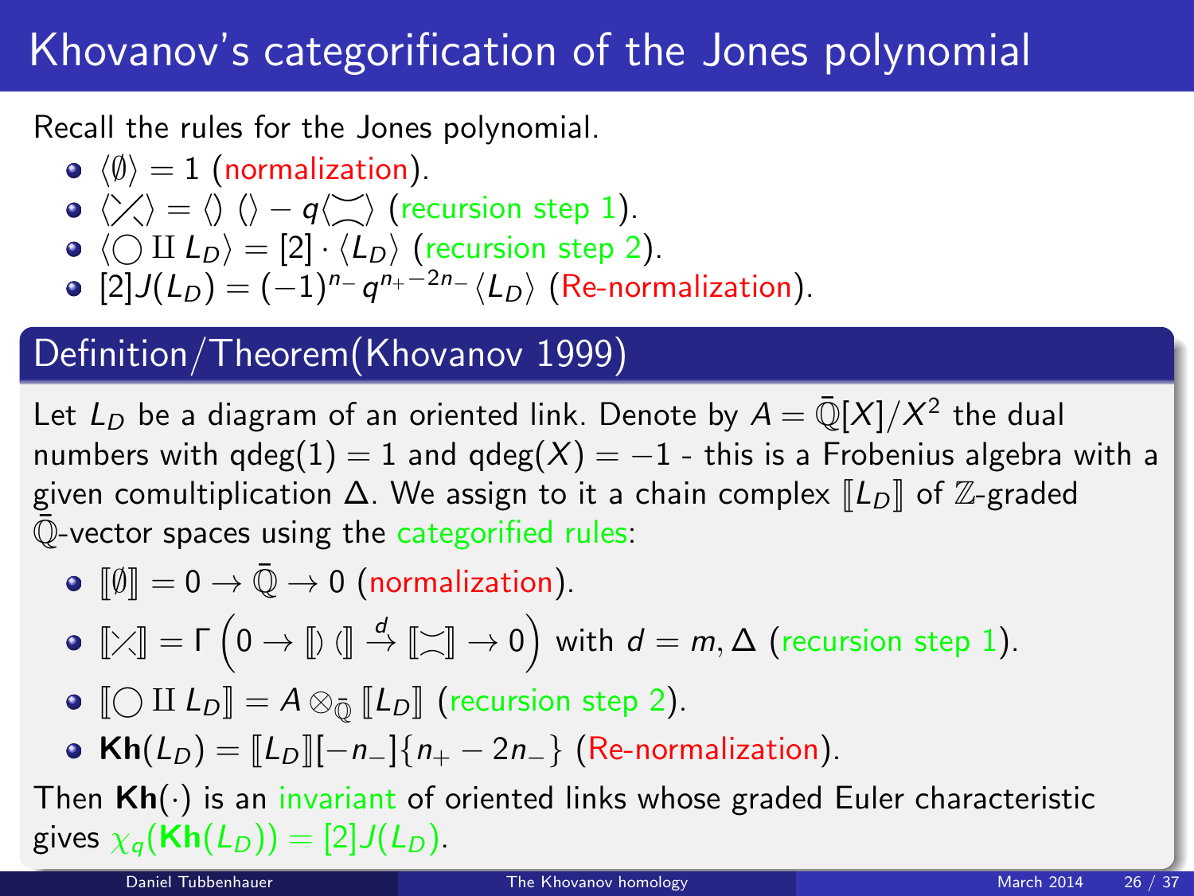# Khovanov's categorification of the Jones polynomial

Recall the rules for the Jones polynomial.

- $\langle \emptyset \rangle = 1$ (normalization).
- $\langle \times \rangle = \langle ) \, ( \rangle - q \langle \asymp \rangle$ (recursion step 1).
- $\langle \bigcirc \amalg L_D \rangle = [2] \cdot \langle L_D \rangle$ (recursion step 2).
- $[2] J(L_D) = (-1)^{n_-} q^{n_+ - 2n_-} \langle L_D \rangle$ (Re-normalization).

## Definition/Theorem(Khovanov 1999)

Let $L_D$ be a diagram of an oriented link. Denote by $A = \bar{\mathbb{Q}}[X]/X^2$ the dual numbers with $\mathrm{qdeg}(1) = 1$ and $\mathrm{qdeg}(X) = -1$ - this is a Frobenius algebra with a given comultiplication $\Delta$. We assign to it a chain complex $[\![ L_D ]\!]$ of $\mathbb{Z}$-graded $\bar{\mathbb{Q}}$-vector spaces using the categorified rules:

- $[\![ \emptyset ]\!] = 0 \to \bar{\mathbb{Q}} \to 0$ (normalization).
- $[\![ \times ]\!] = \Gamma \left( 0 \to [\![ ) \, ( ]\!] \xrightarrow{d} [\![ \asymp ]\!] \to 0 \right)$ with $d = m, \Delta$ (recursion step 1).
- $[\![ \bigcirc \amalg L_D ]\!] = A \otimes_{\bar{\mathbb{Q}}} [\![ L_D ]\!]$ (recursion step 2).
- $\mathbf{Kh}(L_D) = [\![ L_D ]\!][-n_-]\{n_+ - 2n_-\}$ (Re-normalization).

Then $\mathbf{Kh}(\cdot)$ is an invariant of oriented links whose graded Euler characteristic gives $\chi_q(\mathbf{Kh}(L_D)) = [2] J(L_D)$.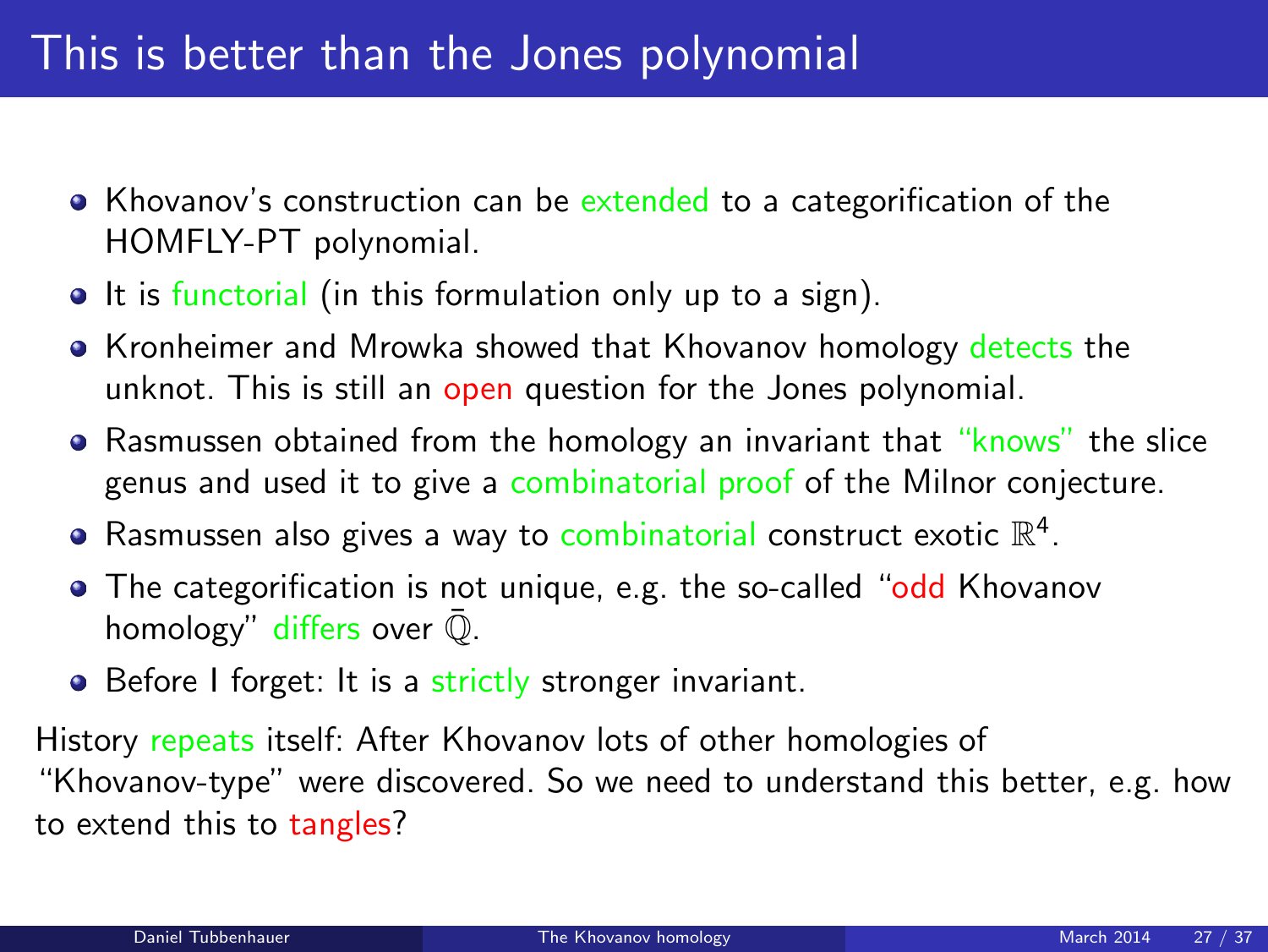# This is better than the Jones polynomial

- Khovanov's construction can be extended to a categorification of the HOMFLY-PT polynomial.
- It is functorial (in this formulation only up to a sign).
- Kronheimer and Mrowka showed that Khovanov homology detects the unknot. This is still an open question for the Jones polynomial.
- Rasmussen obtained from the homology an invariant that "knows" the slice genus and used it to give a combinatorial proof of the Milnor conjecture.
- Rasmussen also gives a way to combinatorial construct exotic $\mathbb{R}^4$.
- The categorification is not unique, e.g. the so-called "odd Khovanov homology" differs over $\bar{\mathbb{Q}}$.
- Before I forget: It is a strictly stronger invariant.

History repeats itself: After Khovanov lots of other homologies of "Khovanov-type" were discovered. So we need to understand this better, e.g. how to extend this to tangles?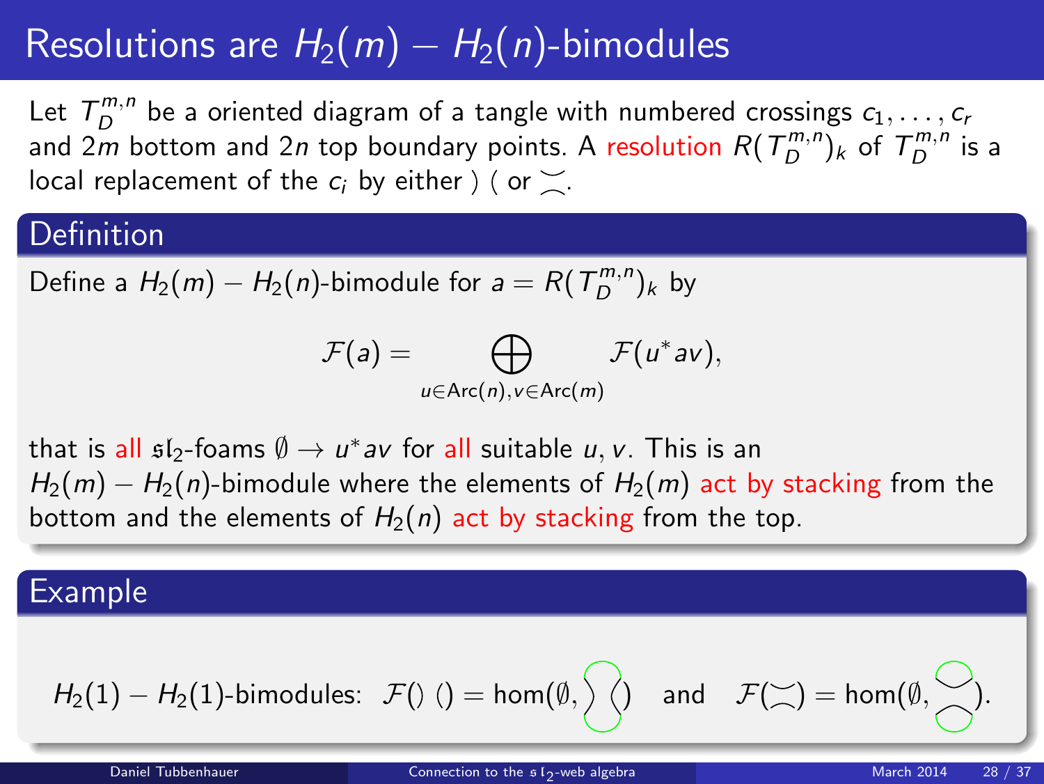# Resolutions are $H_2(m) - H_2(n)$-bimodules

Let $T_D^{m,n}$ be a oriented diagram of a tangle with numbered crossings $c_1, \dots, c_r$ and $2m$ bottom and $2n$ top boundary points. A resolution $R(T_D^{m,n})_k$ of $T_D^{m,n}$ is a local replacement of the $c_i$ by either ) ( or $\asymp$.

## Definition

Define a $H_2(m) - H_2(n)$-bimodule for $a = R(T_D^{m,n})_k$ by

$$\mathcal{F}(a) = \bigoplus_{u \in \mathrm{Arc}(n), v \in \mathrm{Arc}(m)} \mathcal{F}(u^* a v),$$

that is all $\mathfrak{sl}_2$-foams $\emptyset \to u^* a v$ for all suitable $u, v$. This is an $H_2(m) - H_2(n)$-bimodule where the elements of $H_2(m)$ act by stacking from the bottom and the elements of $H_2(n)$ act by stacking from the top.

## Example

$H_2(1) - H_2(1)$-bimodules: $\mathcal{F}() \, () = \mathrm{hom}(\emptyset, ) \, ()$ and $\mathcal{F}(\asymp) = \mathrm{hom}(\emptyset, \asymp)$.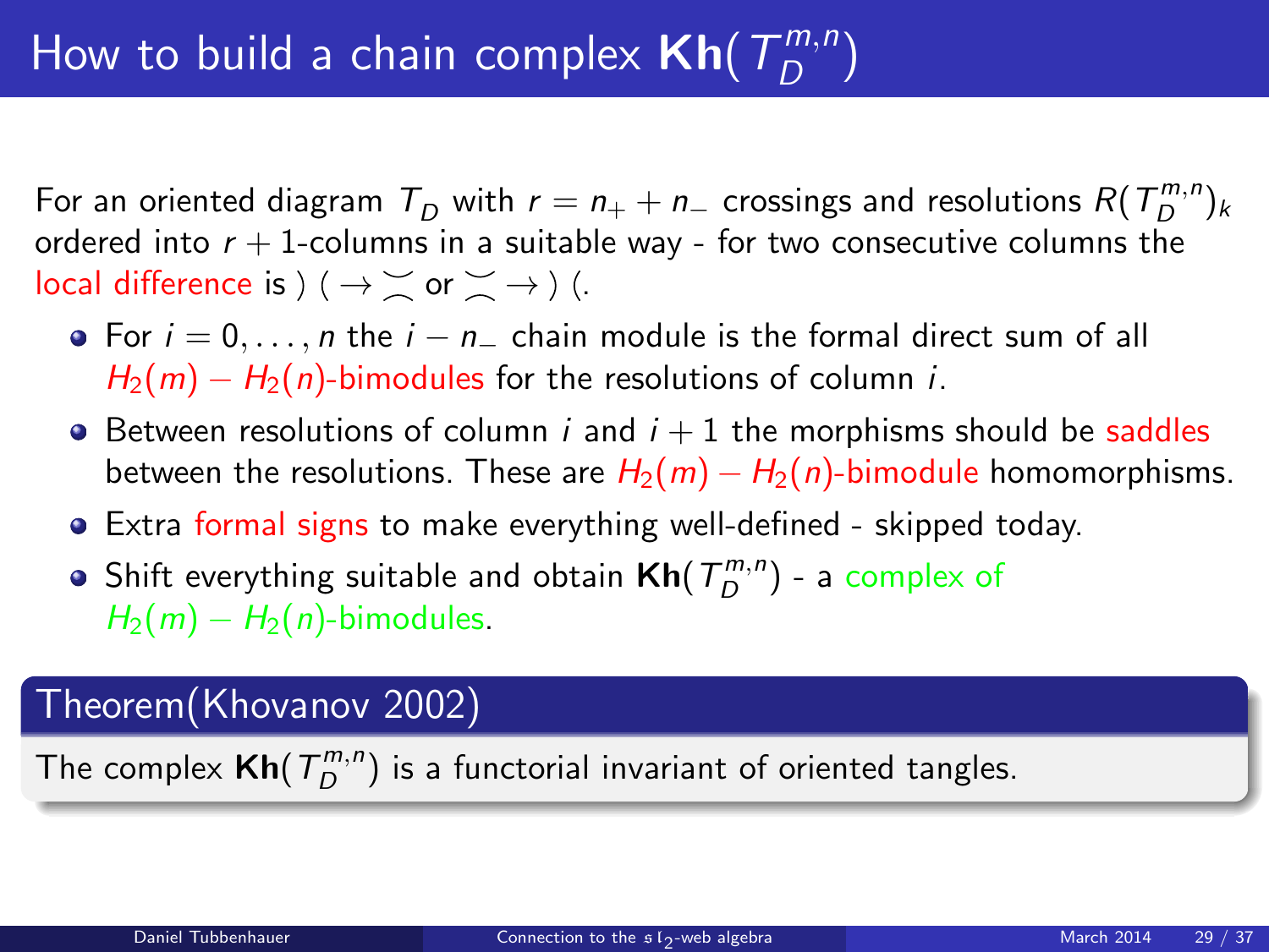# How to build a chain complex $\mathbf{Kh}(T_D^{m,n})$

For an oriented diagram $T_D$ with $r = n_+ + n_-$ crossings and resolutions $R(T_D^{m,n})_k$ ordered into $r+1$-columns in a suitable way - for two consecutive columns the local difference is $)\,( \to \asymp$ or $\asymp \to )\,($.

- For $i = 0, \dots, n$ the $i - n_-$ chain module is the formal direct sum of all $H_2(m) - H_2(n)$-bimodules for the resolutions of column $i$.
- Between resolutions of column $i$ and $i+1$ the morphisms should be saddles between the resolutions. These are $H_2(m) - H_2(n)$-bimodule homomorphisms.
- Extra formal signs to make everything well-defined - skipped today.
- Shift everything suitable and obtain $\mathbf{Kh}(T_D^{m,n})$ - a complex of $H_2(m) - H_2(n)$-bimodules.

## Theorem(Khovanov 2002)

The complex $\mathbf{Kh}(T_D^{m,n})$ is a functorial invariant of oriented tangles.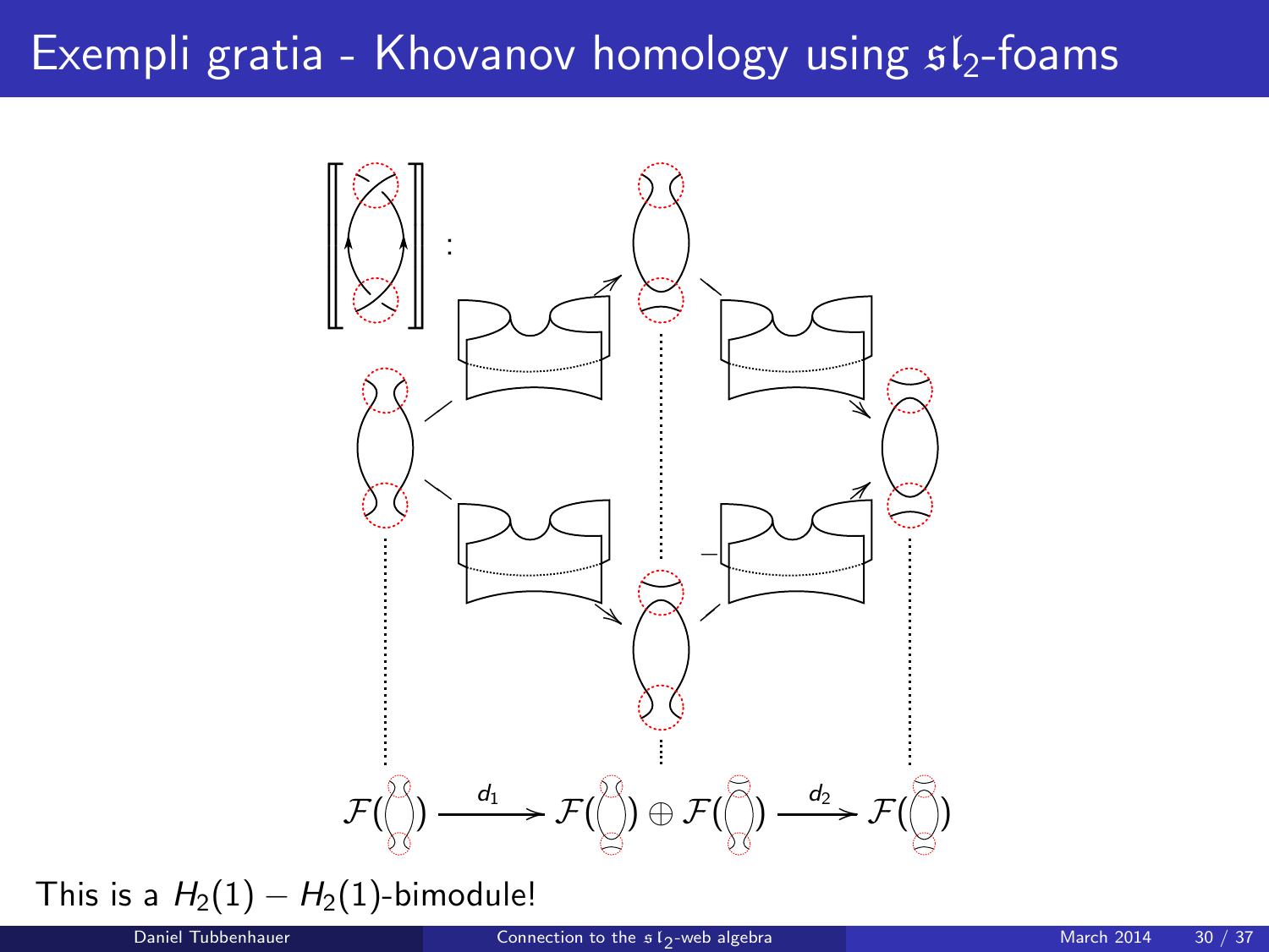# Exempli gratia - Khovanov homology using $\mathfrak{sl}_2$-foams

$$\mathcal{F}(\,\cdot\,) \xrightarrow{d_1} \mathcal{F}(\,\cdot\,) \oplus \mathcal{F}(\,\cdot\,) \xrightarrow{d_2} \mathcal{F}(\,\cdot\,)$$

This is a $H_2(1) - H_2(1)$-bimodule!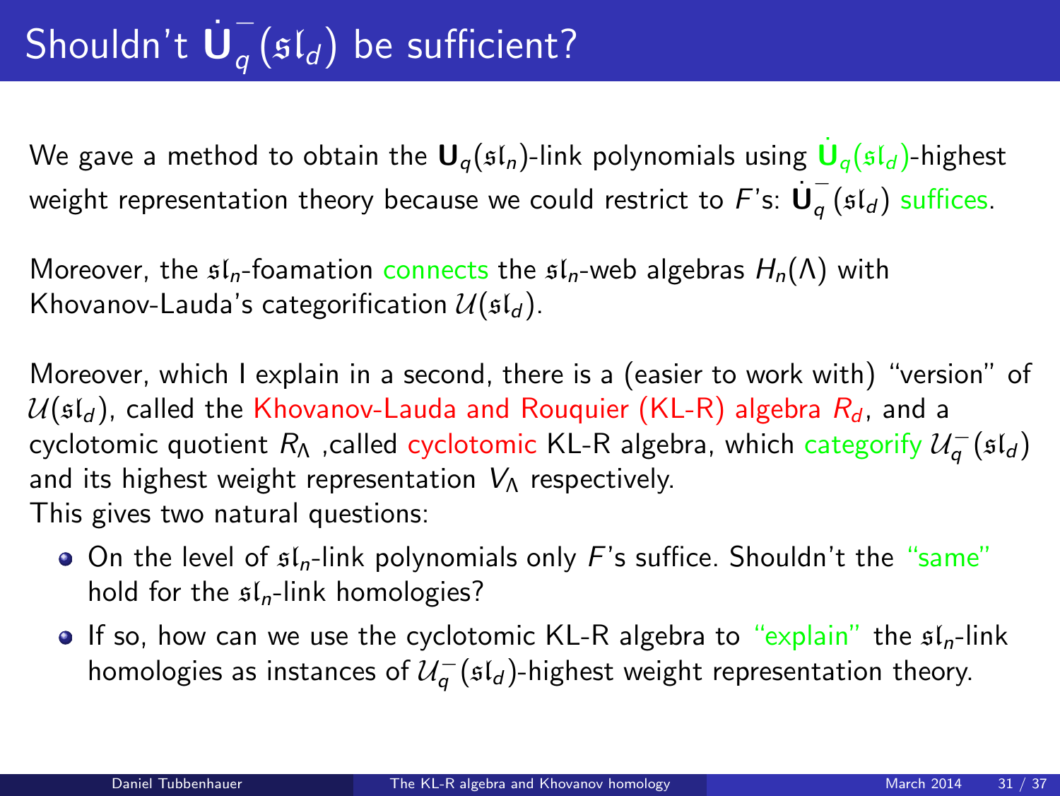# Shouldn't $\dot{\mathbf{U}}_q^-(\mathfrak{sl}_d)$ be sufficient?

We gave a method to obtain the $\mathbf{U}_q(\mathfrak{sl}_n)$-link polynomials using $\dot{\mathbf{U}}_q(\mathfrak{sl}_d)$-highest weight representation theory because we could restrict to $F$'s: $\dot{\mathbf{U}}_q^-(\mathfrak{sl}_d)$ suffices.

Moreover, the $\mathfrak{sl}_n$-foamation connects the $\mathfrak{sl}_n$-web algebras $H_n(\Lambda)$ with Khovanov-Lauda's categorification $\mathcal{U}(\mathfrak{sl}_d)$.

Moreover, which I explain in a second, there is a (easier to work with) "version" of $\mathcal{U}(\mathfrak{sl}_d)$, called the Khovanov-Lauda and Rouquier (KL-R) algebra $R_d$, and a cyclotomic quotient $R_\Lambda$ ,called cyclotomic KL-R algebra, which categorify $\mathcal{U}_q^-(\mathfrak{sl}_d)$ and its highest weight representation $V_\Lambda$ respectively.
This gives two natural questions:

- On the level of $\mathfrak{sl}_n$-link polynomials only $F$'s suffice. Shouldn't the "same" hold for the $\mathfrak{sl}_n$-link homologies?
- If so, how can we use the cyclotomic KL-R algebra to "explain" the $\mathfrak{sl}_n$-link homologies as instances of $\mathcal{U}_q^-(\mathfrak{sl}_d)$-highest weight representation theory.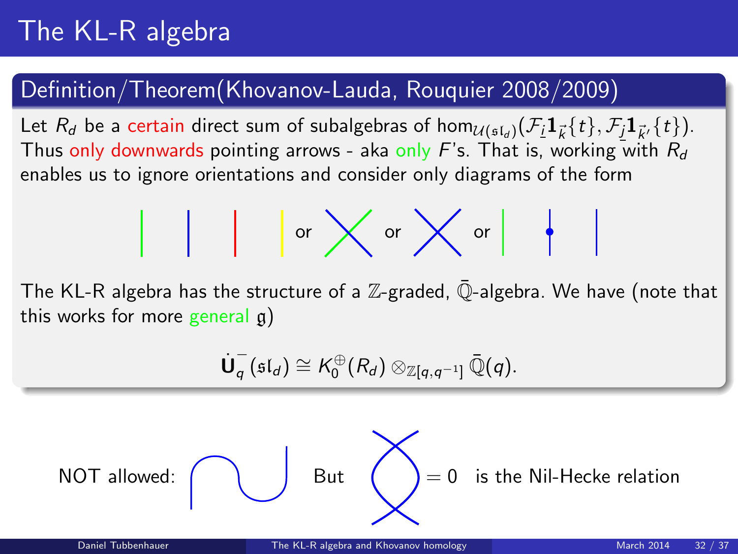# The KL-R algebra

## Definition/Theorem(Khovanov-Lauda, Rouquier 2008/2009)

Let $R_d$ be a certain direct sum of subalgebras of $\hom_{\mathcal{U}(\mathfrak{sl}_d)}(\mathcal{F}_{\underline{i}}\mathbf{1}_{\vec{k}}\{t\}, \mathcal{F}_{\underline{j}}\mathbf{1}_{\vec{k}'}\{t\})$. Thus only downwards pointing arrows - aka only $F$'s. That is, working with $R_d$ enables us to ignore orientations and consider only diagrams of the form

or or or

The KL-R algebra has the structure of a $\mathbb{Z}$-graded, $\bar{\mathbb{Q}}$-algebra. We have (note that this works for more general $\mathfrak{g}$)

$$\dot{\mathbf{U}}_q^-(\mathfrak{sl}_d) \cong K_0^{\oplus}(R_d) \otimes_{\mathbb{Z}[q,q^{-1}]} \bar{\mathbb{Q}}(q).$$

NOT allowed: But $= 0$ is the Nil-Hecke relation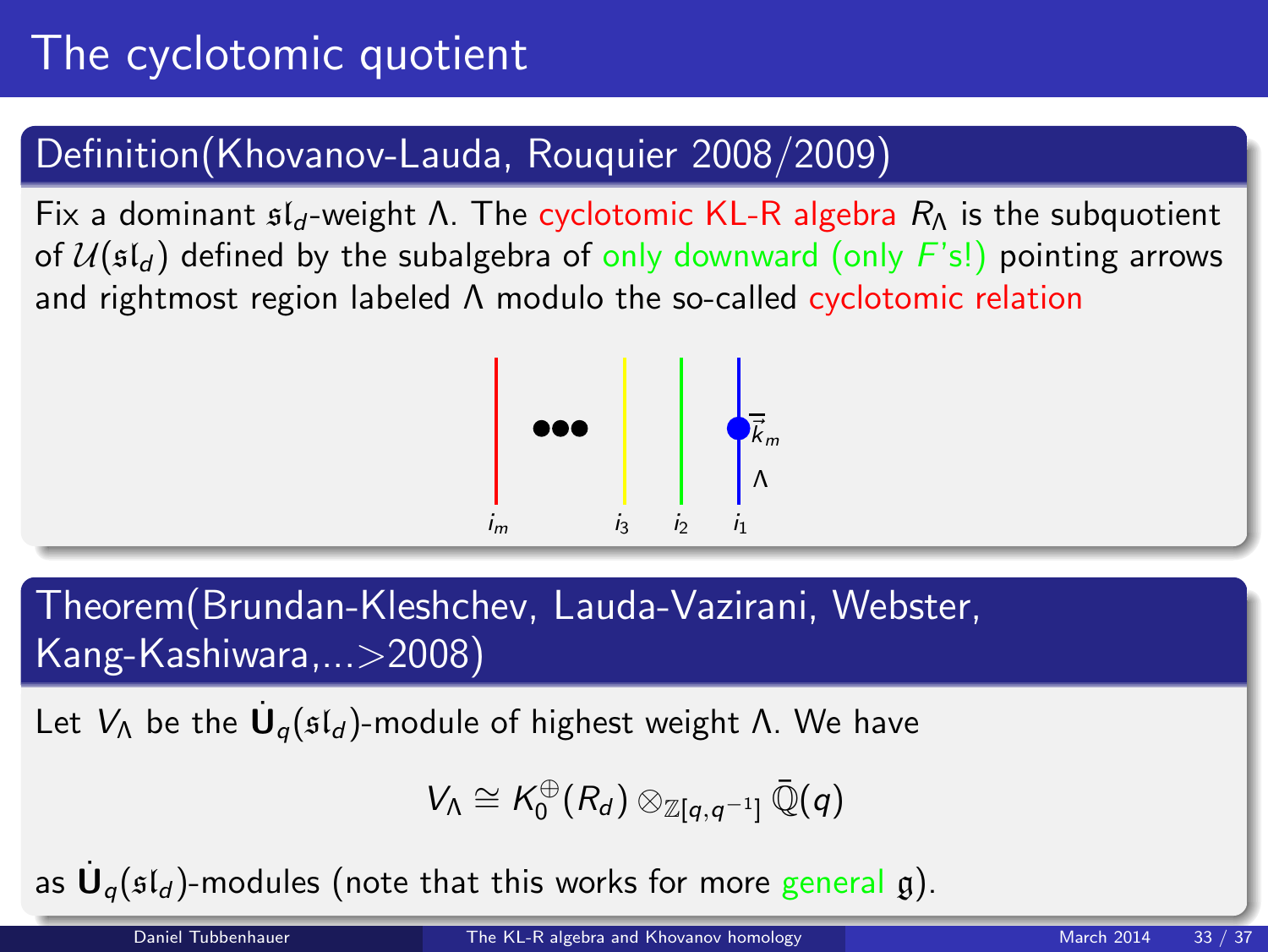# The cyclotomic quotient

## Definition(Khovanov-Lauda, Rouquier 2008/2009)

Fix a dominant $\mathfrak{sl}_d$-weight $\Lambda$. The cyclotomic KL-R algebra $R_\Lambda$ is the subquotient of $\mathcal{U}(\mathfrak{sl}_d)$ defined by the subalgebra of only downward (only $F$'s!) pointing arrows and rightmost region labeled $\Lambda$ modulo the so-called cyclotomic relation

$i_m$ ••• $i_3$ $i_2$ $i_1$ $\vec{k}_m$ $\Lambda$

## Theorem(Brundan-Kleshchev, Lauda-Vazirani, Webster, Kang-Kashiwara,...>2008)

Let $V_\Lambda$ be the $\dot{\mathbf{U}}_q(\mathfrak{sl}_d)$-module of highest weight $\Lambda$. We have

$$V_\Lambda \cong K_0^{\oplus}(R_d) \otimes_{\mathbb{Z}[q,q^{-1}]} \bar{\mathbb{Q}}(q)$$

as $\dot{\mathbf{U}}_q(\mathfrak{sl}_d)$-modules (note that this works for more general $\mathfrak{g}$).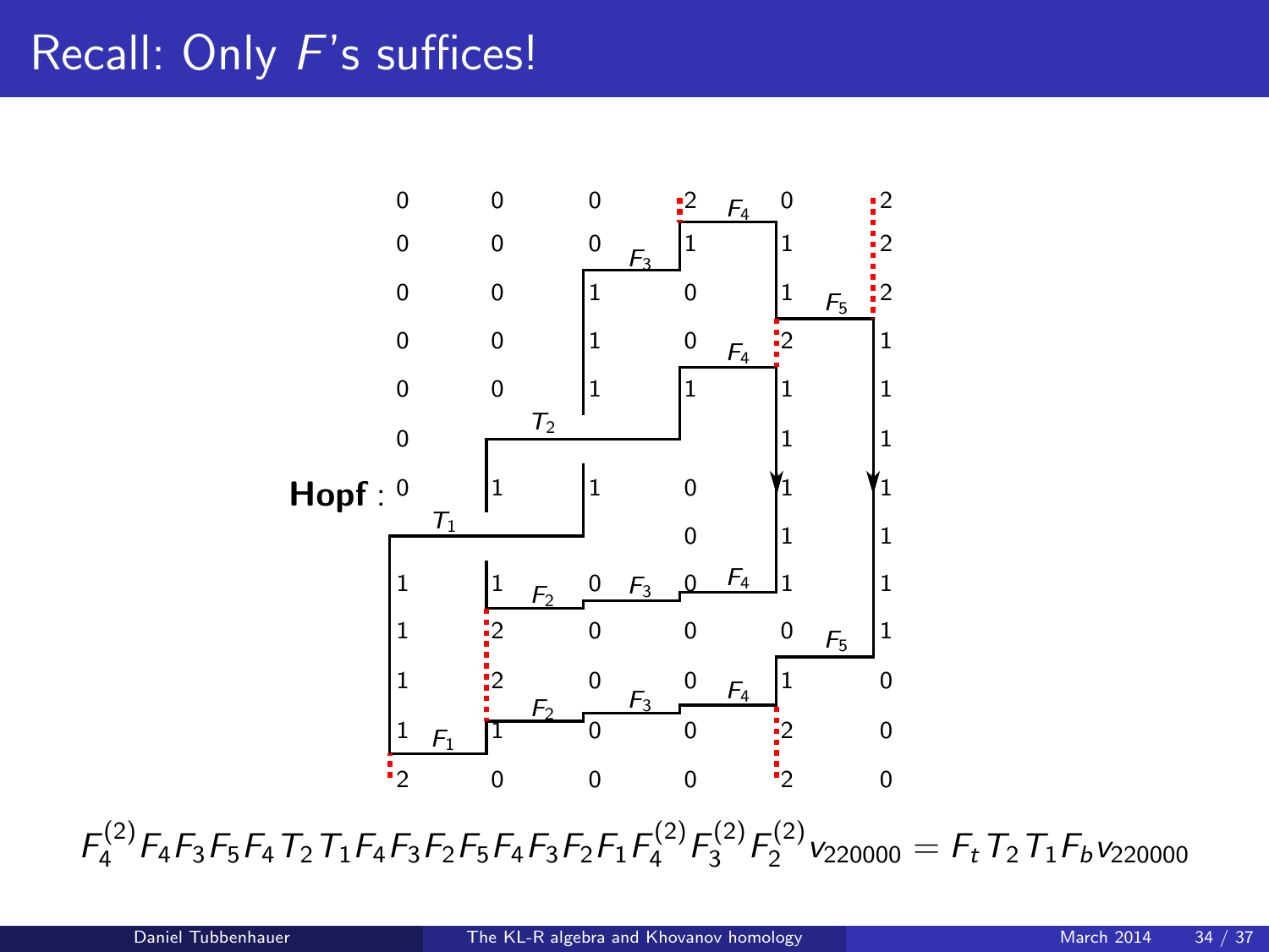# Recall: Only $F$'s suffices!

**Hopf** :

$$F_4^{(2)}F_4F_3F_5F_4T_2T_1F_4F_3F_2F_5F_4F_3F_2F_1F_4^{(2)}F_3^{(2)}F_2^{(2)}v_{220000} = F_tT_2T_1F_bv_{220000}$$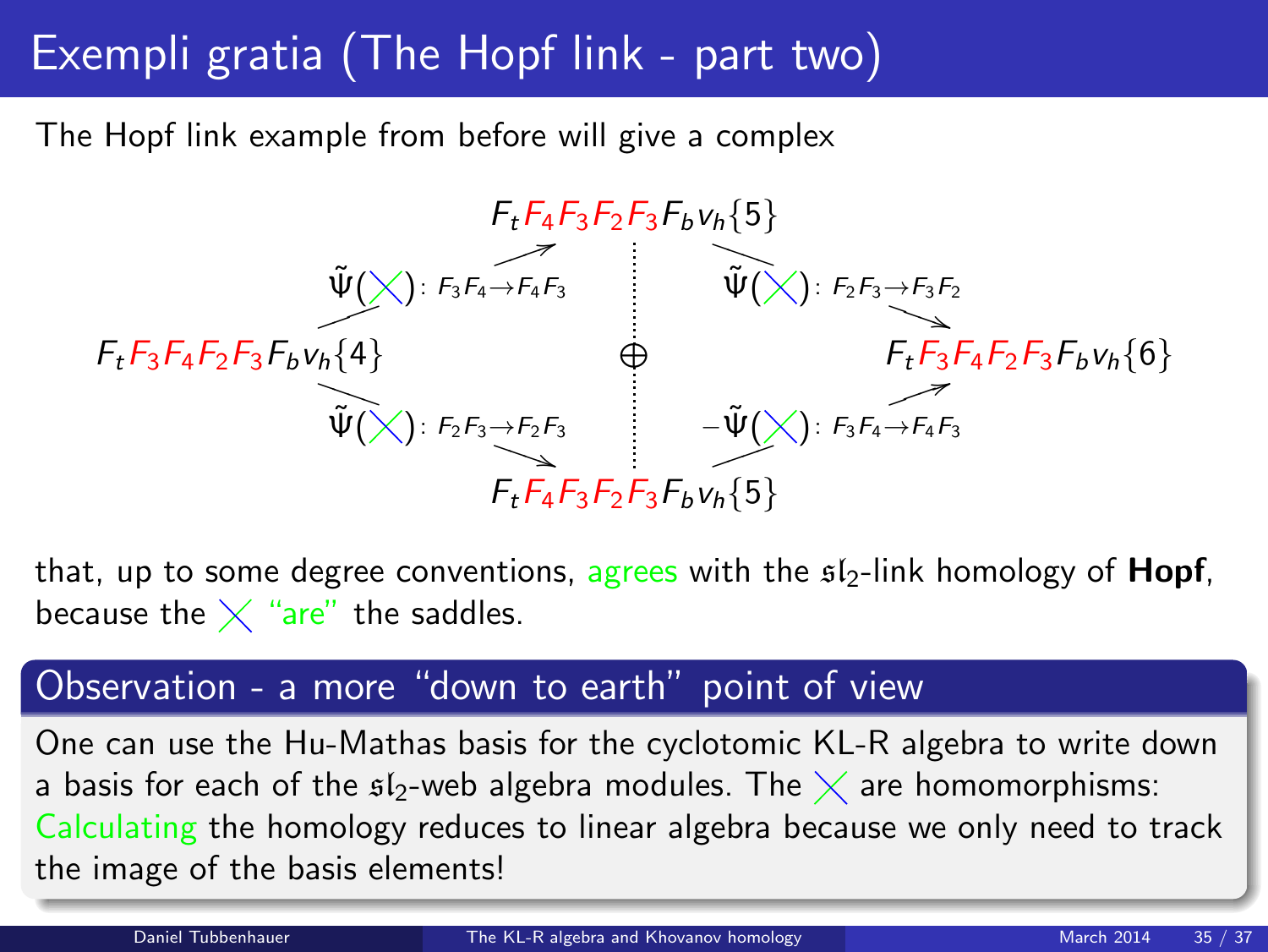# Exempli gratia (The Hopf link - part two)

The Hopf link example from before will give a complex

$$
\begin{array}{ccccc}
 & & F_tF_4F_3F_2F_3F_bv_h\{5\} & & \\
 & \nearrow \tilde{\Psi}(\times)\colon F_3F_4\to F_4F_3 & & \searrow \tilde{\Psi}(\times)\colon F_2F_3\to F_3F_2 & \\
F_tF_3F_4F_2F_3F_bv_h\{4\} & & \oplus & & F_tF_3F_4F_2F_3F_bv_h\{6\} \\
 & \searrow \tilde{\Psi}(\times)\colon F_2F_3\to F_2F_3 & & \nearrow -\tilde{\Psi}(\times)\colon F_3F_4\to F_4F_3 & \\
 & & F_tF_4F_3F_2F_3F_bv_h\{5\} & &
\end{array}
$$

that, up to some degree conventions, agrees with the $\mathfrak{sl}_2$-link homology of **Hopf**, because the $\times$ "are" the saddles.

## Observation - a more "down to earth" point of view

One can use the Hu-Mathas basis for the cyclotomic KL-R algebra to write down a basis for each of the $\mathfrak{sl}_2$-web algebra modules. The $\times$ are homomorphisms: Calculating the homology reduces to linear algebra because we only need to track the image of the basis elements!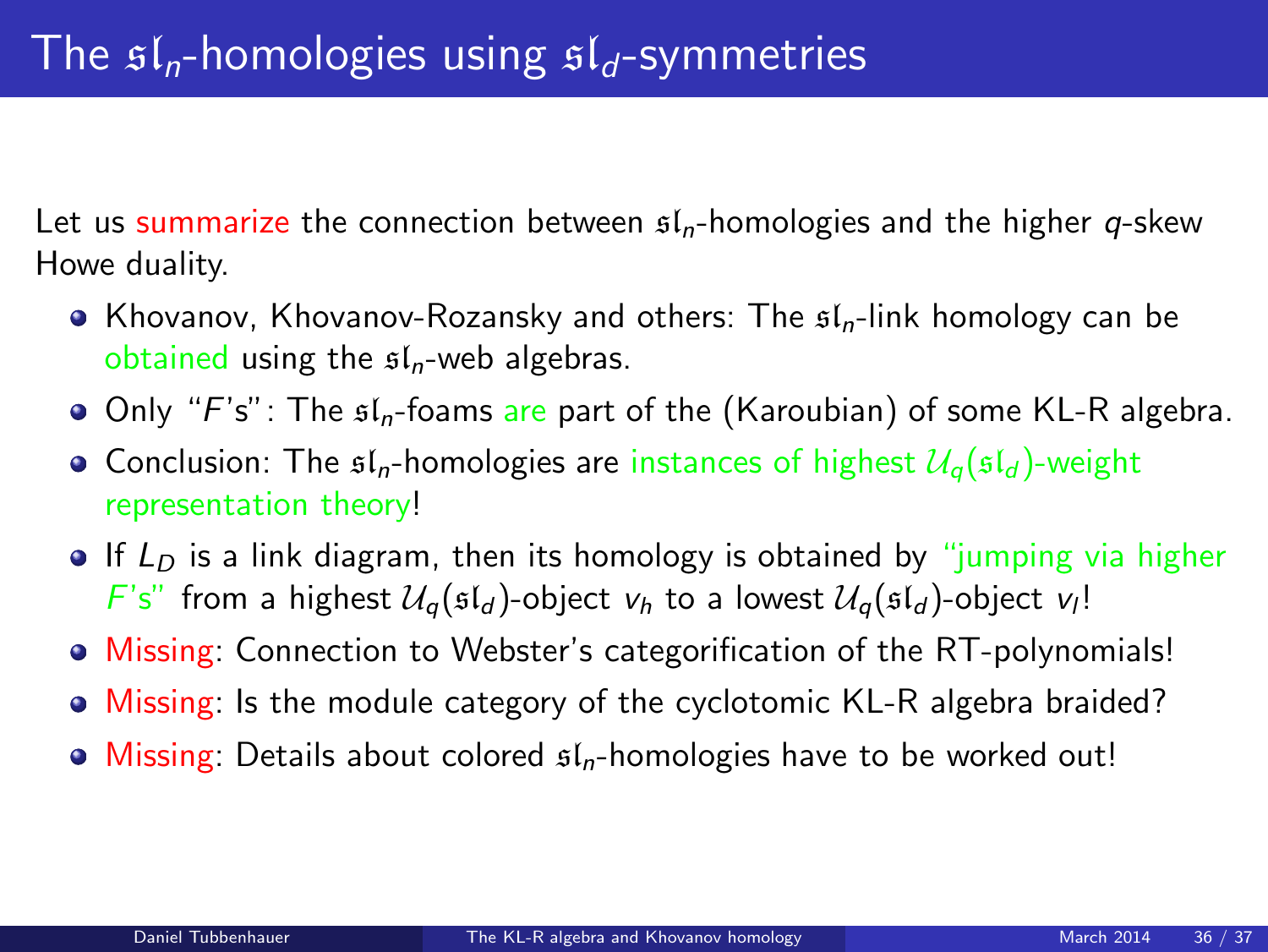# The $\mathfrak{sl}_n$-homologies using $\mathfrak{sl}_d$-symmetries

Let us summarize the connection between $\mathfrak{sl}_n$-homologies and the higher $q$-skew Howe duality.

- Khovanov, Khovanov-Rozansky and others: The $\mathfrak{sl}_n$-link homology can be obtained using the $\mathfrak{sl}_n$-web algebras.
- Only "$F$'s": The $\mathfrak{sl}_n$-foams are part of the (Karoubian) of some KL-R algebra.
- Conclusion: The $\mathfrak{sl}_n$-homologies are instances of highest $\mathcal{U}_q(\mathfrak{sl}_d)$-weight representation theory!
- If $L_D$ is a link diagram, then its homology is obtained by "jumping via higher $F$'s" from a highest $\mathcal{U}_q(\mathfrak{sl}_d)$-object $v_h$ to a lowest $\mathcal{U}_q(\mathfrak{sl}_d)$-object $v_l$!
- Missing: Connection to Webster's categorification of the RT-polynomials!
- Missing: Is the module category of the cyclotomic KL-R algebra braided?
- Missing: Details about colored $\mathfrak{sl}_n$-homologies have to be worked out!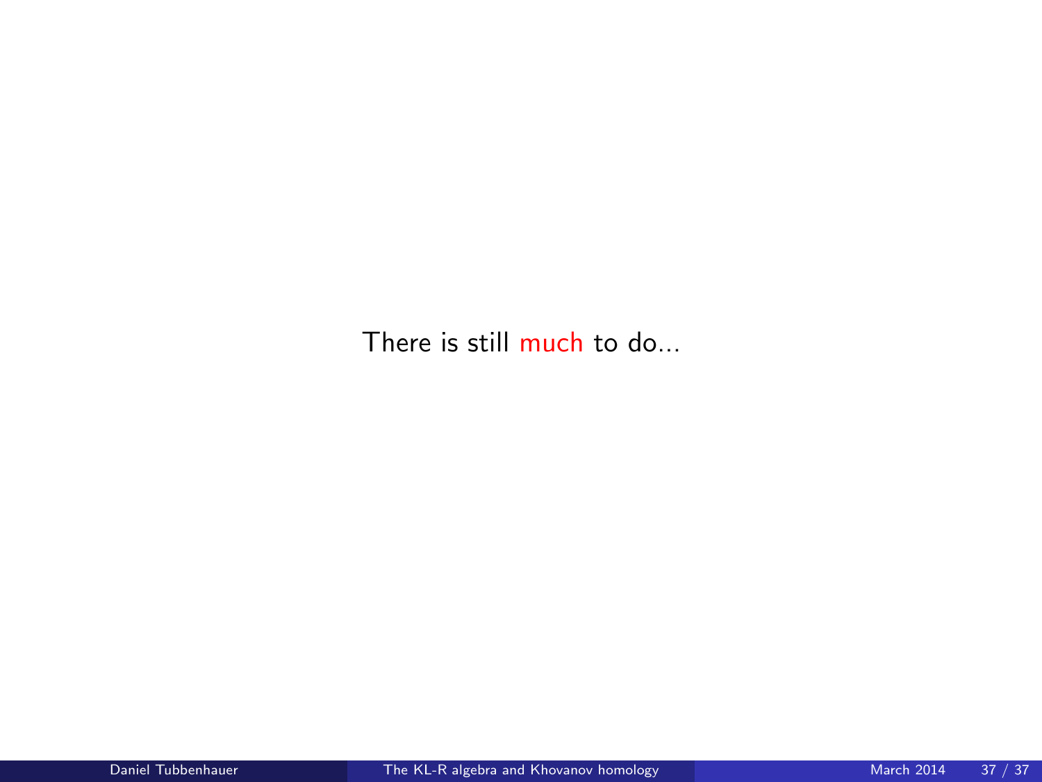There is still much to do...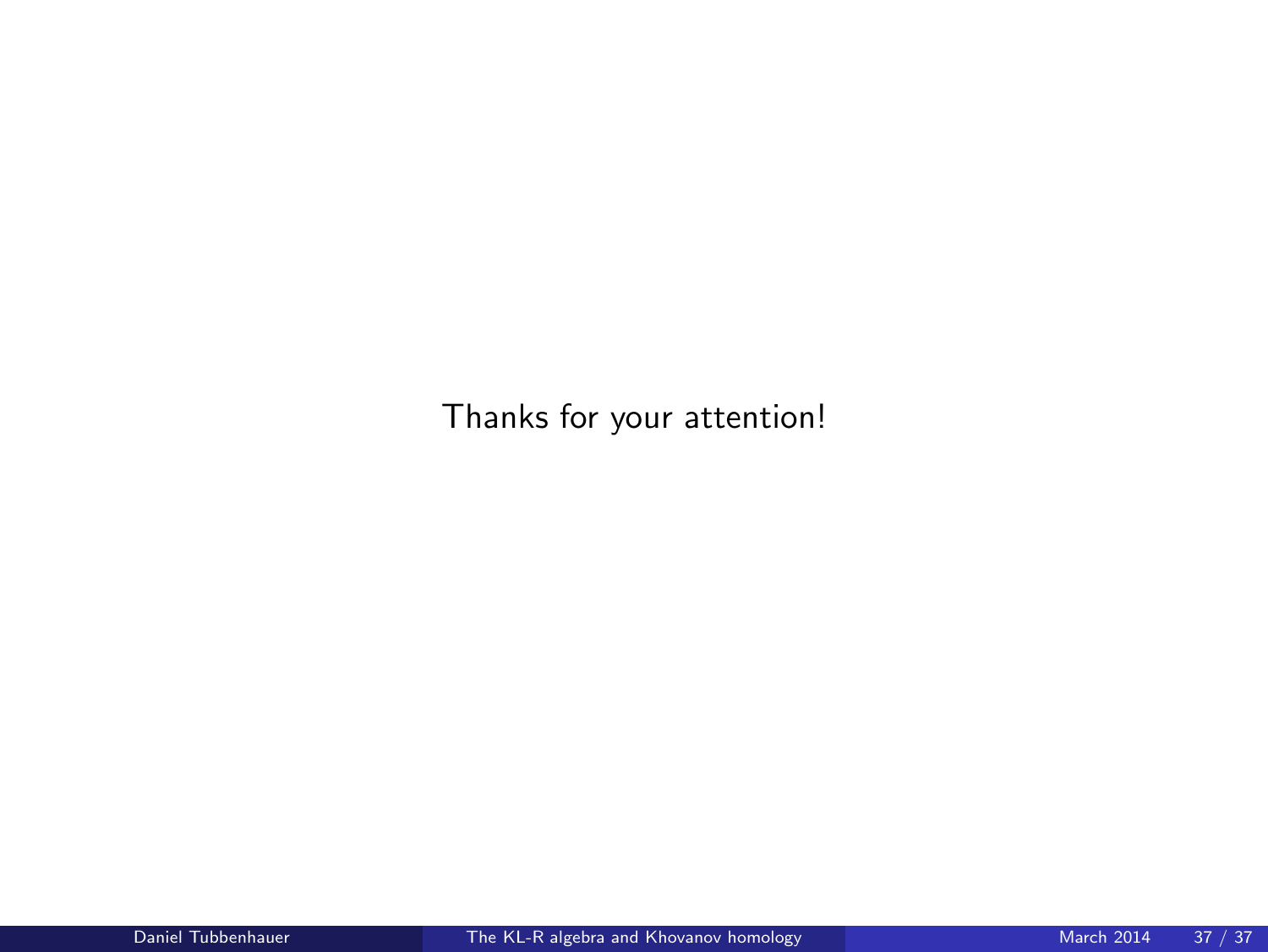Thanks for your attention!